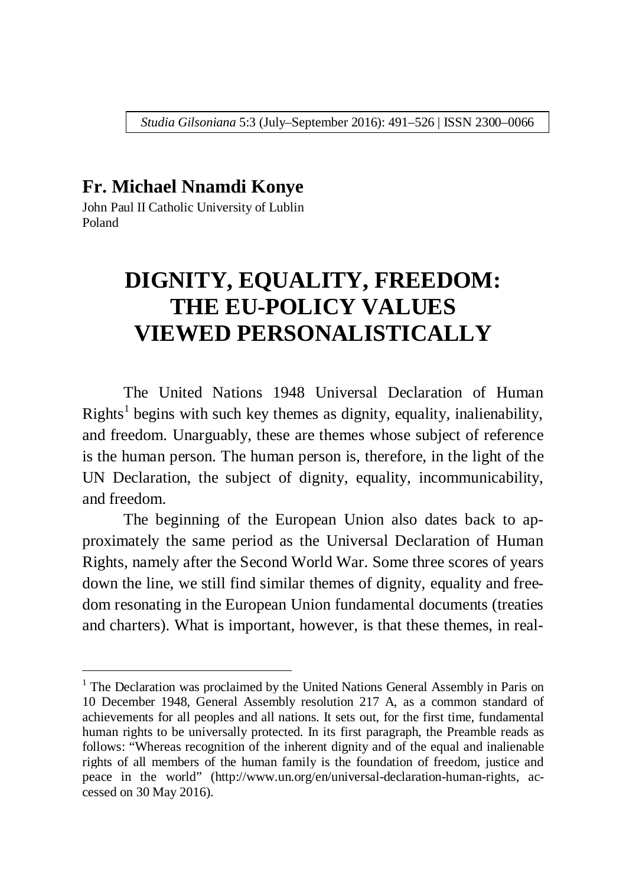**Fr. Michael Nnamdi Konye**

John Paul II Catholic University of Lublin
Poland

# DIGNITY, EQUALITY, FREEDOM: THE EU-POLICY VALUES VIEWED PERSONALISTICALLY

The United Nations 1948 Universal Declaration of Human Rights[1] begins with such key themes as dignity, equality, inalienability, and freedom. Unarguably, these are themes whose subject of reference is the human person. The human person is, therefore, in the light of the UN Declaration, the subject of dignity, equality, incommunicability, and freedom.

The beginning of the European Union also dates back to approximately the same period as the Universal Declaration of Human Rights, namely after the Second World War. Some three scores of years down the line, we still find similar themes of dignity, equality and freedom resonating in the European Union fundamental documents (treaties and charters). What is important, however, is that these themes, in real-

[1] The Declaration was proclaimed by the United Nations General Assembly in Paris on 10 December 1948, General Assembly resolution 217 A, as a common standard of achievements for all peoples and all nations. It sets out, for the first time, fundamental human rights to be universally protected. In its first paragraph, the Preamble reads as follows: "Whereas recognition of the inherent dignity and of the equal and inalienable rights of all members of the human family is the foundation of freedom, justice and peace in the world" (http://www.un.org/en/universal-declaration-human-rights, accessed on 30 May 2016).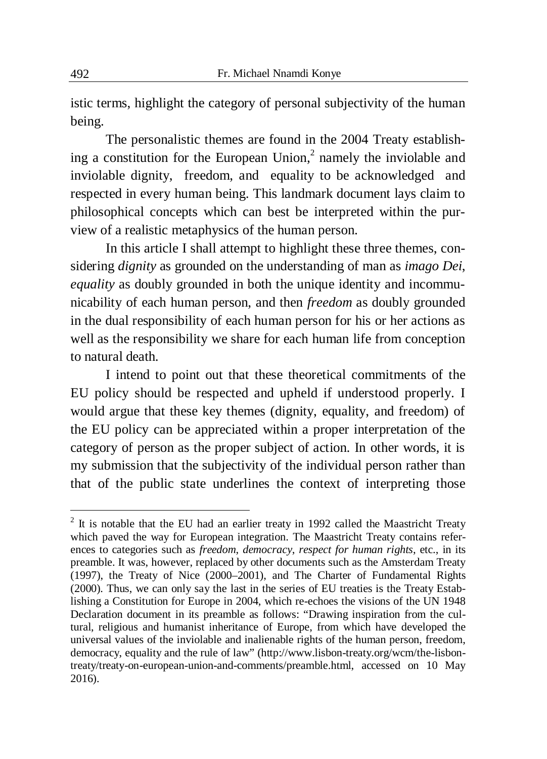istic terms, highlight the category of personal subjectivity of the human being.

The personalistic themes are found in the 2004 Treaty establishing a constitution for the European Union,[2] namely the inviolable and inviolable dignity, freedom, and equality to be acknowledged and respected in every human being. This landmark document lays claim to philosophical concepts which can best be interpreted within the purview of a realistic metaphysics of the human person.

In this article I shall attempt to highlight these three themes, considering *dignity* as grounded on the understanding of man as *imago Dei*, *equality* as doubly grounded in both the unique identity and incommunicability of each human person, and then *freedom* as doubly grounded in the dual responsibility of each human person for his or her actions as well as the responsibility we share for each human life from conception to natural death.

I intend to point out that these theoretical commitments of the EU policy should be respected and upheld if understood properly. I would argue that these key themes (dignity, equality, and freedom) of the EU policy can be appreciated within a proper interpretation of the category of person as the proper subject of action. In other words, it is my submission that the subjectivity of the individual person rather than that of the public state underlines the context of interpreting those

---

[2] It is notable that the EU had an earlier treaty in 1992 called the Maastricht Treaty which paved the way for European integration. The Maastricht Treaty contains references to categories such as *freedom*, *democracy*, *respect for human rights*, etc., in its preamble. It was, however, replaced by other documents such as the Amsterdam Treaty (1997), the Treaty of Nice (2000–2001), and The Charter of Fundamental Rights (2000). Thus, we can only say the last in the series of EU treaties is the Treaty Establishing a Constitution for Europe in 2004, which re-echoes the visions of the UN 1948 Declaration document in its preamble as follows: "Drawing inspiration from the cultural, religious and humanist inheritance of Europe, from which have developed the universal values of the inviolable and inalienable rights of the human person, freedom, democracy, equality and the rule of law" (http://www.lisbon-treaty.org/wcm/the-lisbon-treaty/treaty-on-european-union-and-comments/preamble.html, accessed on 10 May 2016).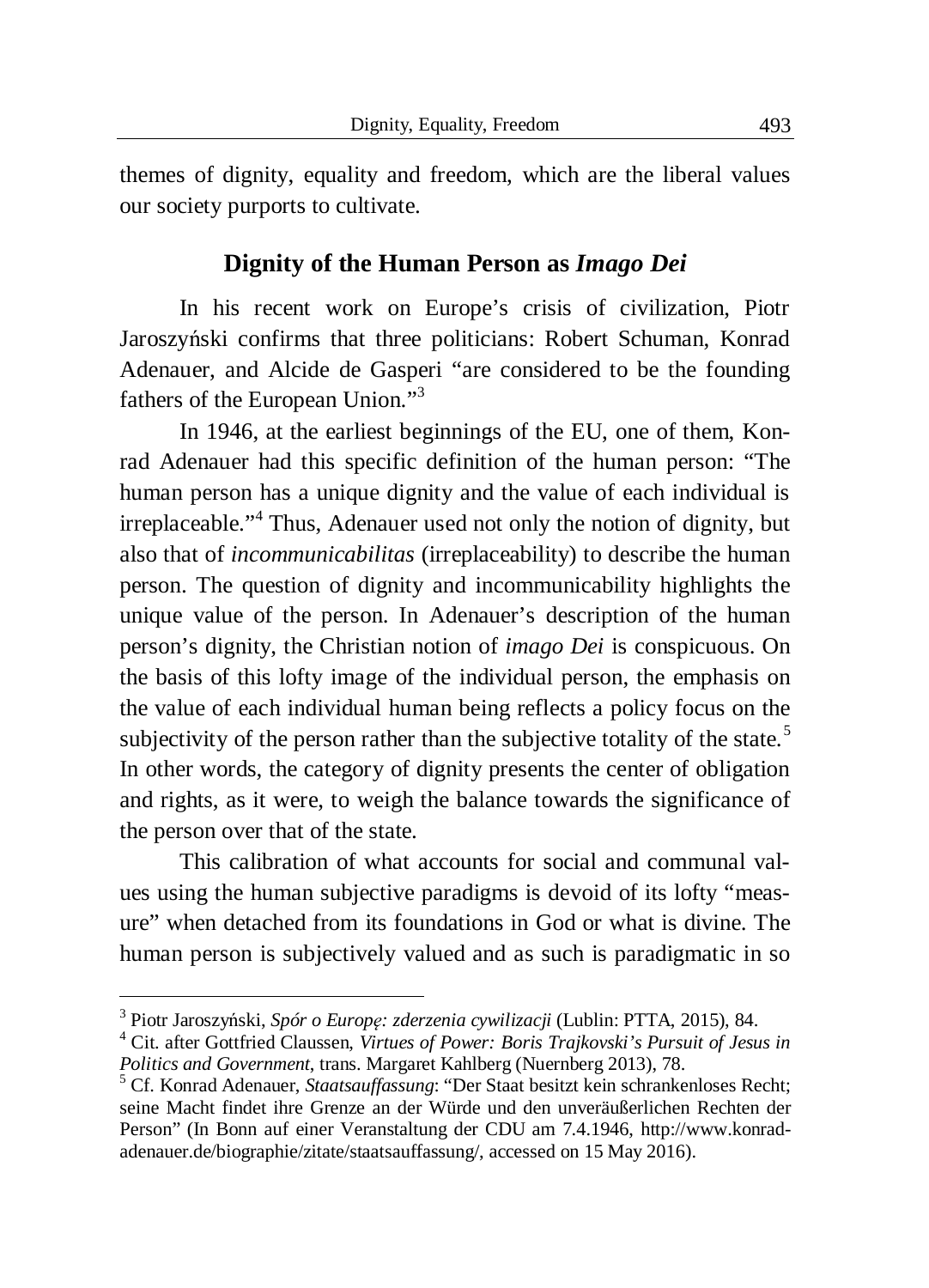themes of dignity, equality and freedom, which are the liberal values our society purports to cultivate.

## Dignity of the Human Person as *Imago Dei*

In his recent work on Europe's crisis of civilization, Piotr Jaroszyński confirms that three politicians: Robert Schuman, Konrad Adenauer, and Alcide de Gasperi "are considered to be the founding fathers of the European Union."[3]

In 1946, at the earliest beginnings of the EU, one of them, Konrad Adenauer had this specific definition of the human person: "The human person has a unique dignity and the value of each individual is irreplaceable."[4] Thus, Adenauer used not only the notion of dignity, but also that of *incommunicabilitas* (irreplaceability) to describe the human person. The question of dignity and incommunicability highlights the unique value of the person. In Adenauer's description of the human person's dignity, the Christian notion of *imago Dei* is conspicuous. On the basis of this lofty image of the individual person, the emphasis on the value of each individual human being reflects a policy focus on the subjectivity of the person rather than the subjective totality of the state.[5] In other words, the category of dignity presents the center of obligation and rights, as it were, to weigh the balance towards the significance of the person over that of the state.

This calibration of what accounts for social and communal values using the human subjective paradigms is devoid of its lofty "measure" when detached from its foundations in God or what is divine. The human person is subjectively valued and as such is paradigmatic in so

---

[3] Piotr Jaroszyński, *Spór o Europę: zderzenia cywilizacji* (Lublin: PTTA, 2015), 84.

[4] Cit. after Gottfried Claussen, *Virtues of Power: Boris Trajkovski's Pursuit of Jesus in Politics and Government*, trans. Margaret Kahlberg (Nuernberg 2013), 78.

[5] Cf. Konrad Adenauer, *Staatsauffassung*: "Der Staat besitzt kein schrankenloses Recht; seine Macht findet ihre Grenze an der Würde und den unveräußerlichen Rechten der Person" (In Bonn auf einer Veranstaltung der CDU am 7.4.1946, http://www.konrad-adenauer.de/biographie/zitate/staatsauffassung/, accessed on 15 May 2016).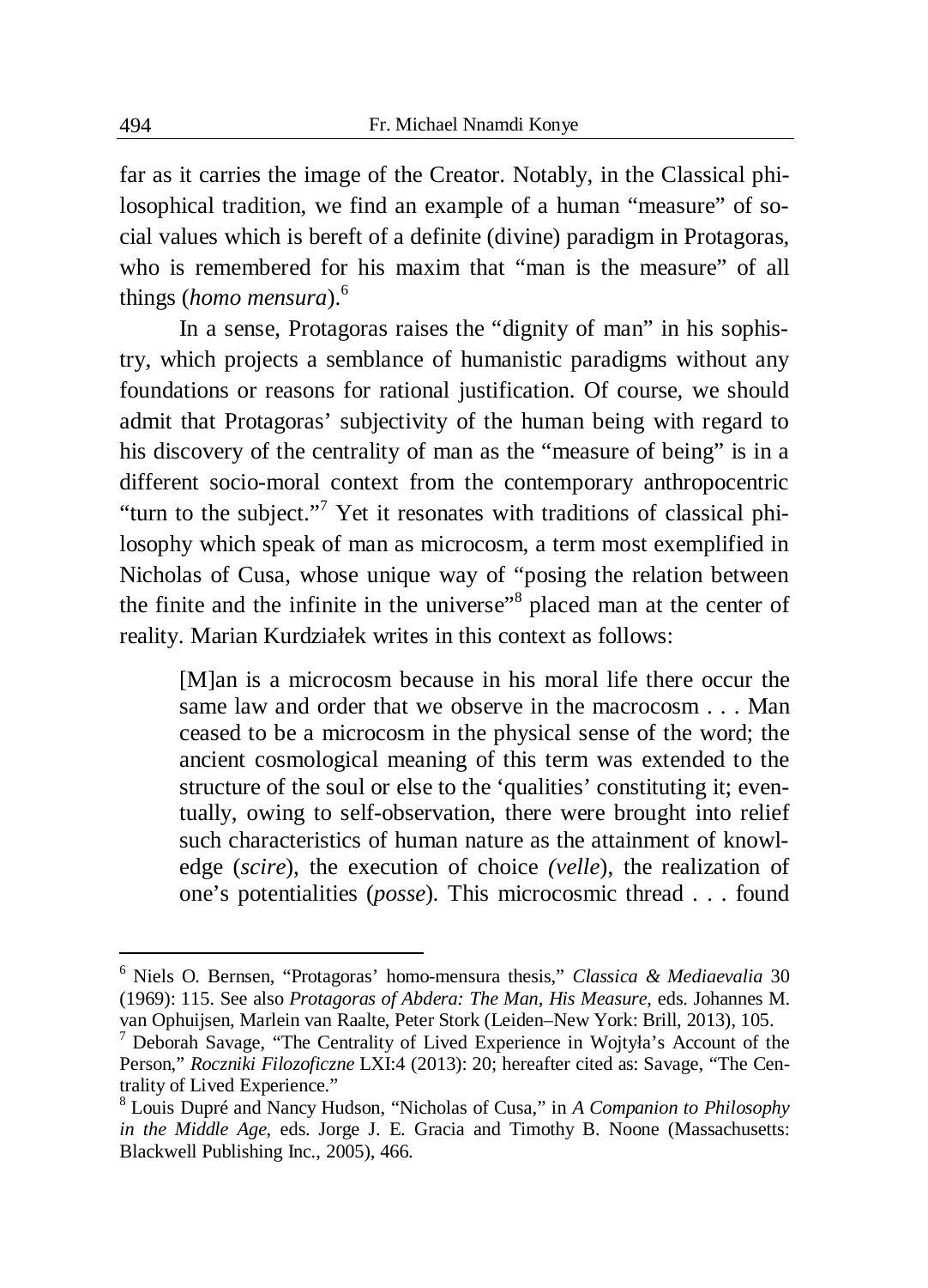far as it carries the image of the Creator. Notably, in the Classical philosophical tradition, we find an example of a human "measure" of social values which is bereft of a definite (divine) paradigm in Protagoras, who is remembered for his maxim that "man is the measure" of all things (*homo mensura*).[6]

In a sense, Protagoras raises the "dignity of man" in his sophistry, which projects a semblance of humanistic paradigms without any foundations or reasons for rational justification. Of course, we should admit that Protagoras' subjectivity of the human being with regard to his discovery of the centrality of man as the "measure of being" is in a different socio-moral context from the contemporary anthropocentric "turn to the subject."[7] Yet it resonates with traditions of classical philosophy which speak of man as microcosm, a term most exemplified in Nicholas of Cusa, whose unique way of "posing the relation between the finite and the infinite in the universe"[8] placed man at the center of reality. Marian Kurdziałek writes in this context as follows:

> [M]an is a microcosm because in his moral life there occur the same law and order that we observe in the macrocosm . . . Man ceased to be a microcosm in the physical sense of the word; the ancient cosmological meaning of this term was extended to the structure of the soul or else to the 'qualities' constituting it; eventually, owing to self-observation, there were brought into relief such characteristics of human nature as the attainment of knowledge (*scire*), the execution of choice *(velle*), the realization of one's potentialities (*posse*). This microcosmic thread . . . found

---

[6] Niels O. Bernsen, "Protagoras' homo-mensura thesis," *Classica & Mediaevalia* 30 (1969): 115. See also *Protagoras of Abdera: The Man, His Measure*, eds. Johannes M. van Ophuijsen, Marlein van Raalte, Peter Stork (Leiden–New York: Brill, 2013), 105.

[7] Deborah Savage, "The Centrality of Lived Experience in Wojtyła's Account of the Person," *Roczniki Filozoficzne* LXI:4 (2013): 20; hereafter cited as: Savage, "The Centrality of Lived Experience."

[8] Louis Dupré and Nancy Hudson, "Nicholas of Cusa," in *A Companion to Philosophy in the Middle Age*, eds. Jorge J. E. Gracia and Timothy B. Noone (Massachusetts: Blackwell Publishing Inc., 2005), 466.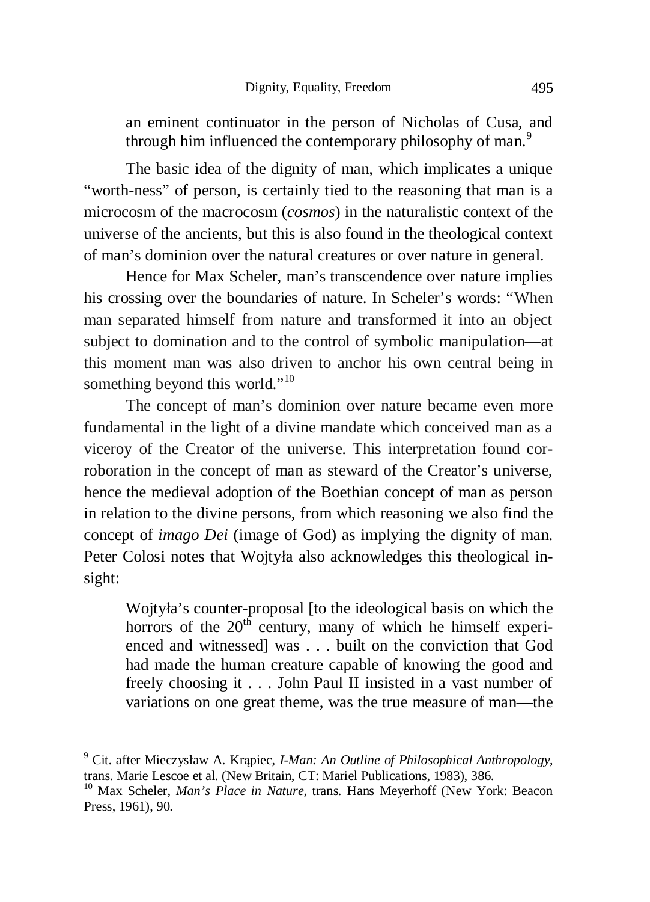an eminent continuator in the person of Nicholas of Cusa, and through him influenced the contemporary philosophy of man.[9]

The basic idea of the dignity of man, which implicates a unique "worth-ness" of person, is certainly tied to the reasoning that man is a microcosm of the macrocosm (*cosmos*) in the naturalistic context of the universe of the ancients, but this is also found in the theological context of man's dominion over the natural creatures or over nature in general.

Hence for Max Scheler, man's transcendence over nature implies his crossing over the boundaries of nature. In Scheler's words: "When man separated himself from nature and transformed it into an object subject to domination and to the control of symbolic manipulation—at this moment man was also driven to anchor his own central being in something beyond this world."[10]

The concept of man's dominion over nature became even more fundamental in the light of a divine mandate which conceived man as a viceroy of the Creator of the universe. This interpretation found corroboration in the concept of man as steward of the Creator's universe, hence the medieval adoption of the Boethian concept of man as person in relation to the divine persons, from which reasoning we also find the concept of *imago Dei* (image of God) as implying the dignity of man. Peter Colosi notes that Wojtyła also acknowledges this theological insight:

> Wojtyła's counter-proposal [to the ideological basis on which the horrors of the 20th century, many of which he himself experienced and witnessed] was . . . built on the conviction that God had made the human creature capable of knowing the good and freely choosing it . . . John Paul II insisted in a vast number of variations on one great theme, was the true measure of man—the

---

[9] Cit. after Mieczysław A. Krąpiec, *I-Man: An Outline of Philosophical Anthropology*, trans. Marie Lescoe et al. (New Britain, CT: Mariel Publications, 1983), 386.

[10] Max Scheler, *Man's Place in Nature*, trans. Hans Meyerhoff (New York: Beacon Press, 1961), 90.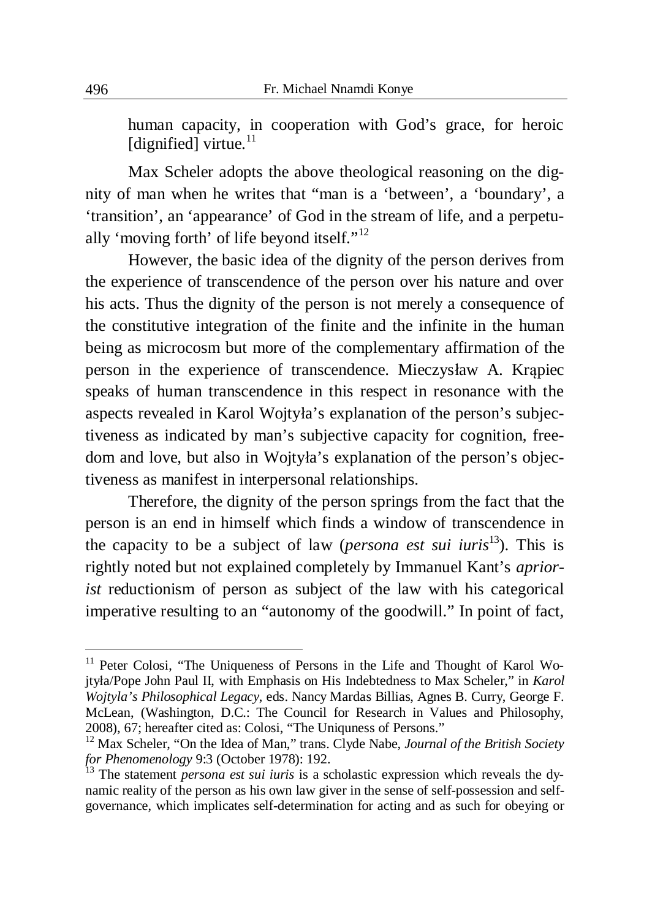human capacity, in cooperation with God's grace, for heroic [dignified] virtue.[11]

Max Scheler adopts the above theological reasoning on the dignity of man when he writes that "man is a 'between', a 'boundary', a 'transition', an 'appearance' of God in the stream of life, and a perpetually 'moving forth' of life beyond itself."[12]

However, the basic idea of the dignity of the person derives from the experience of transcendence of the person over his nature and over his acts. Thus the dignity of the person is not merely a consequence of the constitutive integration of the finite and the infinite in the human being as microcosm but more of the complementary affirmation of the person in the experience of transcendence. Mieczysław A. Krąpiec speaks of human transcendence in this respect in resonance with the aspects revealed in Karol Wojtyła's explanation of the person's subjectiveness as indicated by man's subjective capacity for cognition, freedom and love, but also in Wojtyła's explanation of the person's objectiveness as manifest in interpersonal relationships.

Therefore, the dignity of the person springs from the fact that the person is an end in himself which finds a window of transcendence in the capacity to be a subject of law (*persona est sui iuris*[13]). This is rightly noted but not explained completely by Immanuel Kant's *apriorist* reductionism of person as subject of the law with his categorical imperative resulting to an "autonomy of the goodwill." In point of fact,

---

[11] Peter Colosi, "The Uniqueness of Persons in the Life and Thought of Karol Wojtyła/Pope John Paul II, with Emphasis on His Indebtedness to Max Scheler," in *Karol Wojtyla's Philosophical Legacy*, eds. Nancy Mardas Billias, Agnes B. Curry, George F. McLean, (Washington, D.C.: The Council for Research in Values and Philosophy, 2008), 67; hereafter cited as: Colosi, "The Uniquness of Persons."

[12] Max Scheler, "On the Idea of Man," trans. Clyde Nabe, *Journal of the British Society for Phenomenology* 9:3 (October 1978): 192.

[13] The statement *persona est sui iuris* is a scholastic expression which reveals the dynamic reality of the person as his own law giver in the sense of self-possession and self-governance, which implicates self-determination for acting and as such for obeying or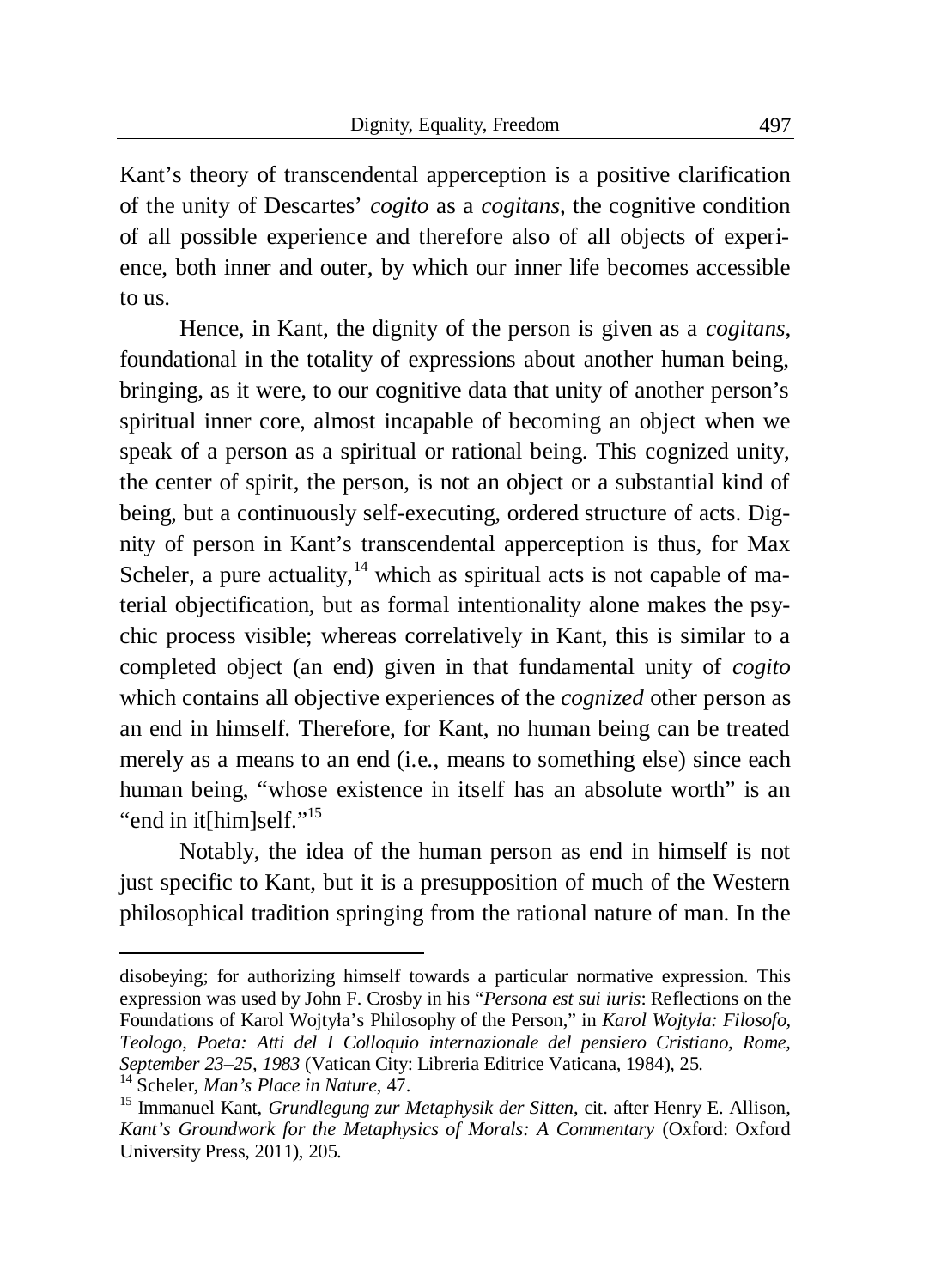Kant's theory of transcendental apperception is a positive clarification of the unity of Descartes' *cogito* as a *cogitans*, the cognitive condition of all possible experience and therefore also of all objects of experience, both inner and outer, by which our inner life becomes accessible to us.

Hence, in Kant, the dignity of the person is given as a *cogitans*, foundational in the totality of expressions about another human being, bringing, as it were, to our cognitive data that unity of another person's spiritual inner core, almost incapable of becoming an object when we speak of a person as a spiritual or rational being. This cognized unity, the center of spirit, the person, is not an object or a substantial kind of being, but a continuously self-executing, ordered structure of acts. Dignity of person in Kant's transcendental apperception is thus, for Max Scheler, a pure actuality,[14] which as spiritual acts is not capable of material objectification, but as formal intentionality alone makes the psychic process visible; whereas correlatively in Kant, this is similar to a completed object (an end) given in that fundamental unity of *cogito* which contains all objective experiences of the *cognized* other person as an end in himself. Therefore, for Kant, no human being can be treated merely as a means to an end (i.e., means to something else) since each human being, "whose existence in itself has an absolute worth" is an "end in it[him]self."[15]

Notably, the idea of the human person as end in himself is not just specific to Kant, but it is a presupposition of much of the Western philosophical tradition springing from the rational nature of man. In the

---

disobeying; for authorizing himself towards a particular normative expression. This expression was used by John F. Crosby in his "*Persona est sui iuris*: Reflections on the Foundations of Karol Wojtyła's Philosophy of the Person," in *Karol Wojtyła: Filosofo, Teologo, Poeta: Atti del I Colloquio internazionale del pensiero Cristiano, Rome, September 23–25, 1983* (Vatican City: Libreria Editrice Vaticana, 1984), 25.

[14] Scheler, *Man's Place in Nature*, 47.

[15] Immanuel Kant, *Grundlegung zur Metaphysik der Sitten*, cit. after Henry E. Allison, *Kant's Groundwork for the Metaphysics of Morals: A Commentary* (Oxford: Oxford University Press, 2011), 205.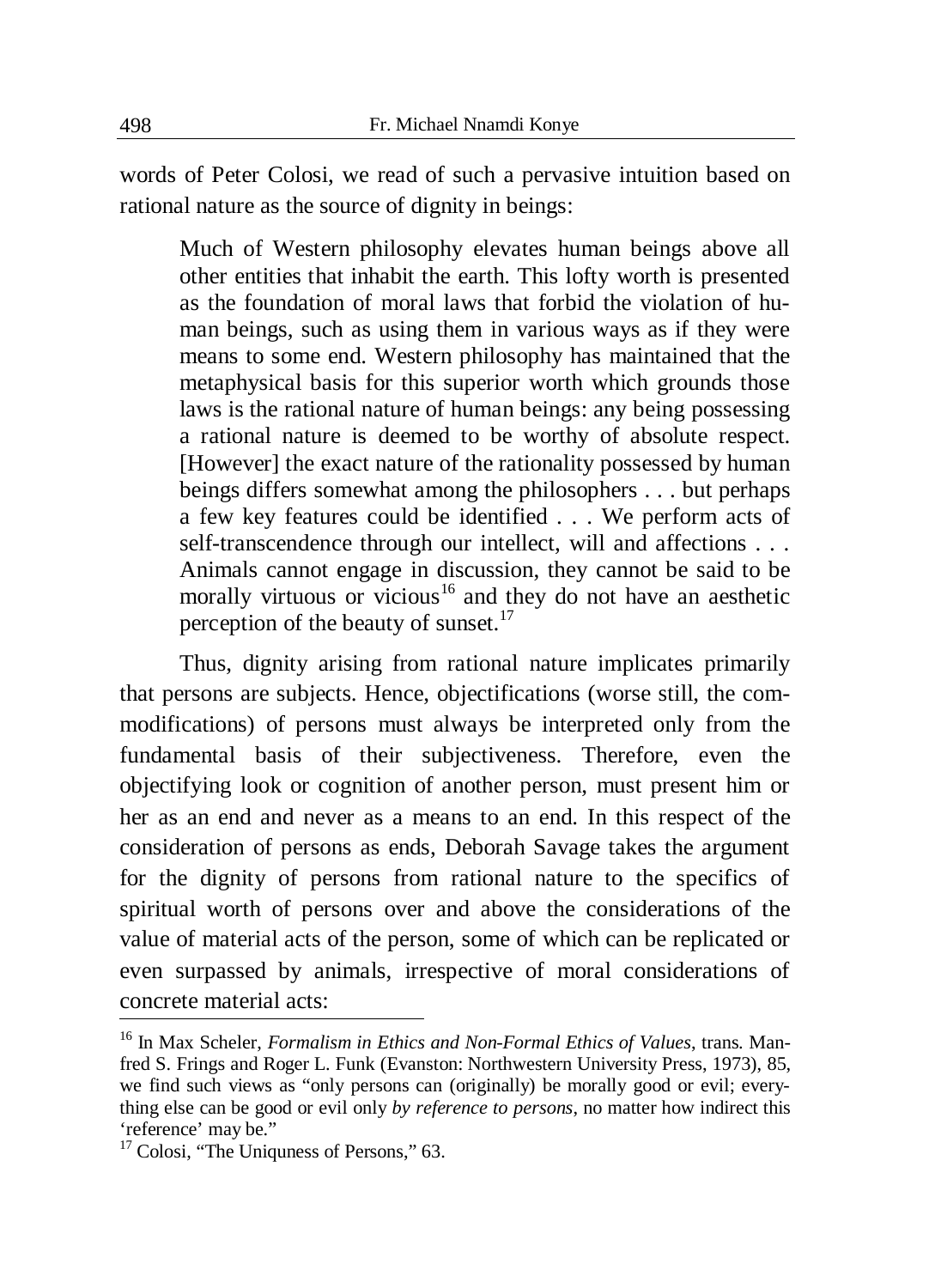words of Peter Colosi, we read of such a pervasive intuition based on rational nature as the source of dignity in beings:

> Much of Western philosophy elevates human beings above all other entities that inhabit the earth. This lofty worth is presented as the foundation of moral laws that forbid the violation of human beings, such as using them in various ways as if they were means to some end. Western philosophy has maintained that the metaphysical basis for this superior worth which grounds those laws is the rational nature of human beings: any being possessing a rational nature is deemed to be worthy of absolute respect. [However] the exact nature of the rationality possessed by human beings differs somewhat among the philosophers . . . but perhaps a few key features could be identified . . . We perform acts of self-transcendence through our intellect, will and affections . . . Animals cannot engage in discussion, they cannot be said to be morally virtuous or vicious[16] and they do not have an aesthetic perception of the beauty of sunset.[17]

Thus, dignity arising from rational nature implicates primarily that persons are subjects. Hence, objectifications (worse still, the commodifications) of persons must always be interpreted only from the fundamental basis of their subjectiveness. Therefore, even the objectifying look or cognition of another person, must present him or her as an end and never as a means to an end. In this respect of the consideration of persons as ends, Deborah Savage takes the argument for the dignity of persons from rational nature to the specifics of spiritual worth of persons over and above the considerations of the value of material acts of the person, some of which can be replicated or even surpassed by animals, irrespective of moral considerations of concrete material acts:

---

[16] In Max Scheler, *Formalism in Ethics and Non-Formal Ethics of Values*, trans. Manfred S. Frings and Roger L. Funk (Evanston: Northwestern University Press, 1973), 85, we find such views as "only persons can (originally) be morally good or evil; everything else can be good or evil only *by reference to persons*, no matter how indirect this 'reference' may be."

[17] Colosi, "The Uniquness of Persons," 63.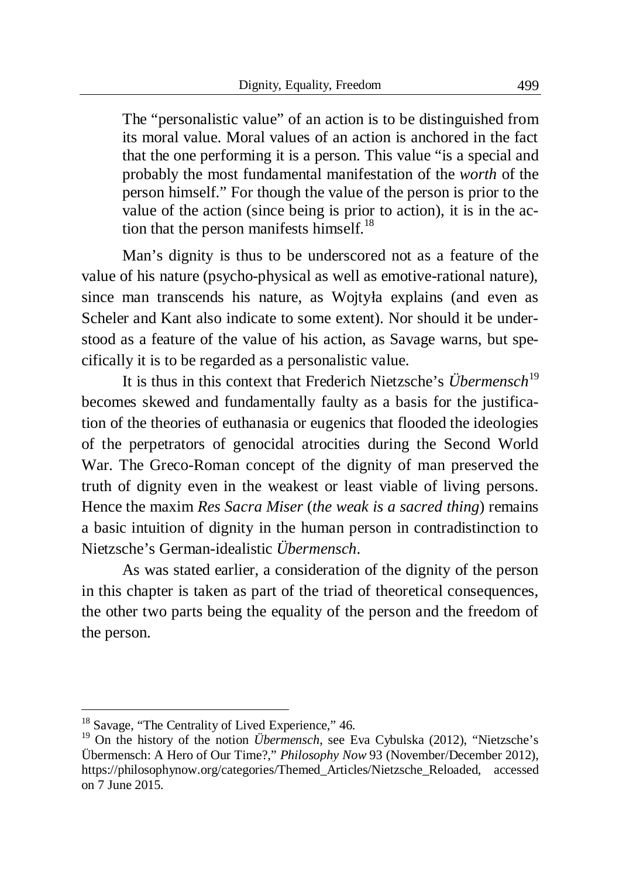> The "personalistic value" of an action is to be distinguished from its moral value. Moral values of an action is anchored in the fact that the one performing it is a person. This value "is a special and probably the most fundamental manifestation of the *worth* of the person himself." For though the value of the person is prior to the value of the action (since being is prior to action), it is in the action that the person manifests himself.[18]

Man's dignity is thus to be underscored not as a feature of the value of his nature (psycho-physical as well as emotive-rational nature), since man transcends his nature, as Wojtyła explains (and even as Scheler and Kant also indicate to some extent). Nor should it be understood as a feature of the value of his action, as Savage warns, but specifically it is to be regarded as a personalistic value.

It is thus in this context that Frederich Nietzsche's *Übermensch*[19] becomes skewed and fundamentally faulty as a basis for the justification of the theories of euthanasia or eugenics that flooded the ideologies of the perpetrators of genocidal atrocities during the Second World War. The Greco-Roman concept of the dignity of man preserved the truth of dignity even in the weakest or least viable of living persons. Hence the maxim *Res Sacra Miser* (*the weak is a sacred thing*) remains a basic intuition of dignity in the human person in contradistinction to Nietzsche's German-idealistic *Übermensch*.

As was stated earlier, a consideration of the dignity of the person in this chapter is taken as part of the triad of theoretical consequences, the other two parts being the equality of the person and the freedom of the person.

---

[18] Savage, "The Centrality of Lived Experience," 46.

[19] On the history of the notion *Übermensch*, see Eva Cybulska (2012), "Nietzsche's Übermensch: A Hero of Our Time?," *Philosophy Now* 93 (November/December 2012), https://philosophynow.org/categories/Themed_Articles/Nietzsche_Reloaded, accessed on 7 June 2015.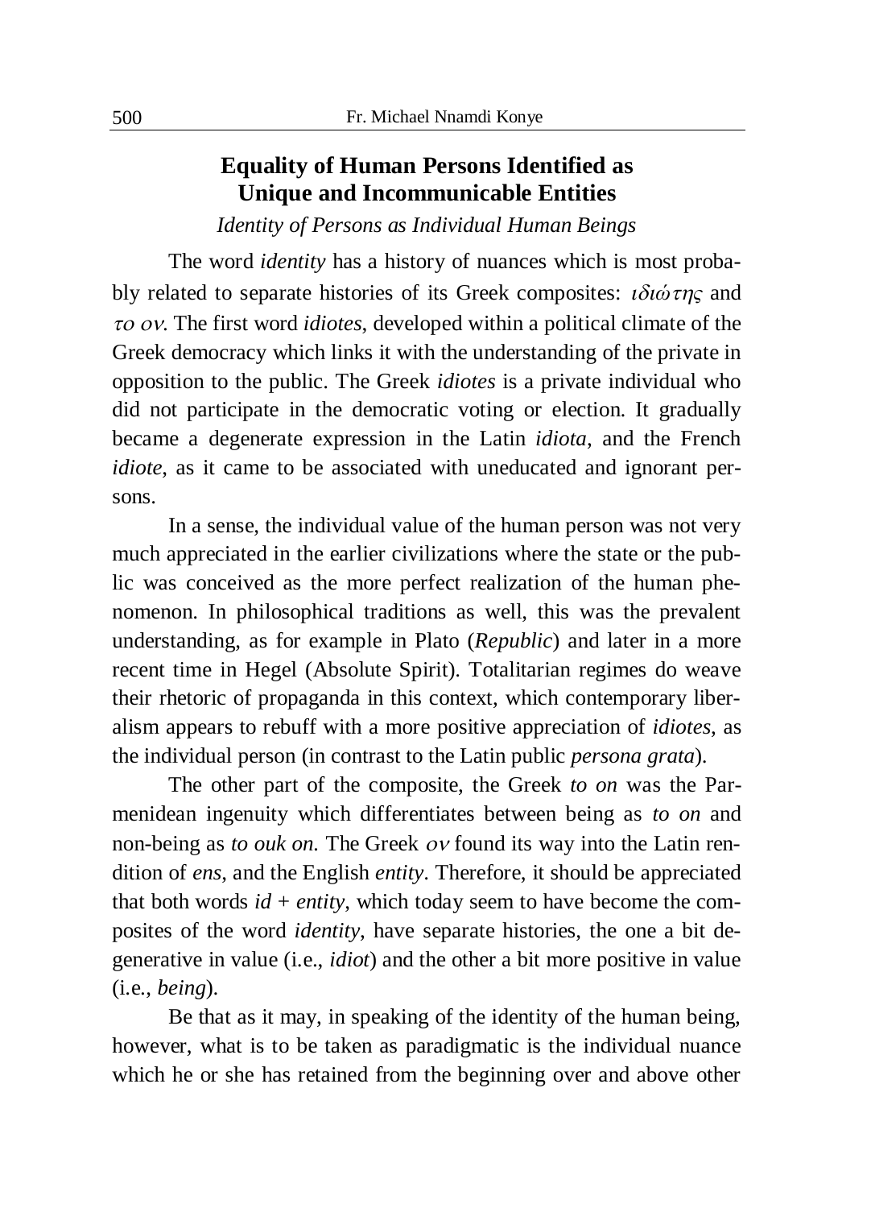## Equality of Human Persons Identified as Unique and Incommunicable Entities

*Identity of Persons as Individual Human Beings*

The word *identity* has a history of nuances which is most probably related to separate histories of its Greek composites: ιδιώτης and το ον. The first word *idiotes*, developed within a political climate of the Greek democracy which links it with the understanding of the private in opposition to the public. The Greek *idiotes* is a private individual who did not participate in the democratic voting or election. It gradually became a degenerate expression in the Latin *idiota*, and the French *idiote*, as it came to be associated with uneducated and ignorant persons.

In a sense, the individual value of the human person was not very much appreciated in the earlier civilizations where the state or the public was conceived as the more perfect realization of the human phenomenon. In philosophical traditions as well, this was the prevalent understanding, as for example in Plato (*Republic*) and later in a more recent time in Hegel (Absolute Spirit). Totalitarian regimes do weave their rhetoric of propaganda in this context, which contemporary liberalism appears to rebuff with a more positive appreciation of *idiotes*, as the individual person (in contrast to the Latin public *persona grata*).

The other part of the composite, the Greek *to on* was the Parmenidean ingenuity which differentiates between being as *to on* and non-being as *to ouk on.* The Greek ον found its way into the Latin rendition of *ens*, and the English *entity*. Therefore, it should be appreciated that both words *id + entity*, which today seem to have become the composites of the word *identity*, have separate histories, the one a bit degenerative in value (i.e., *idiot*) and the other a bit more positive in value (i.e., *being*).

Be that as it may, in speaking of the identity of the human being, however, what is to be taken as paradigmatic is the individual nuance which he or she has retained from the beginning over and above other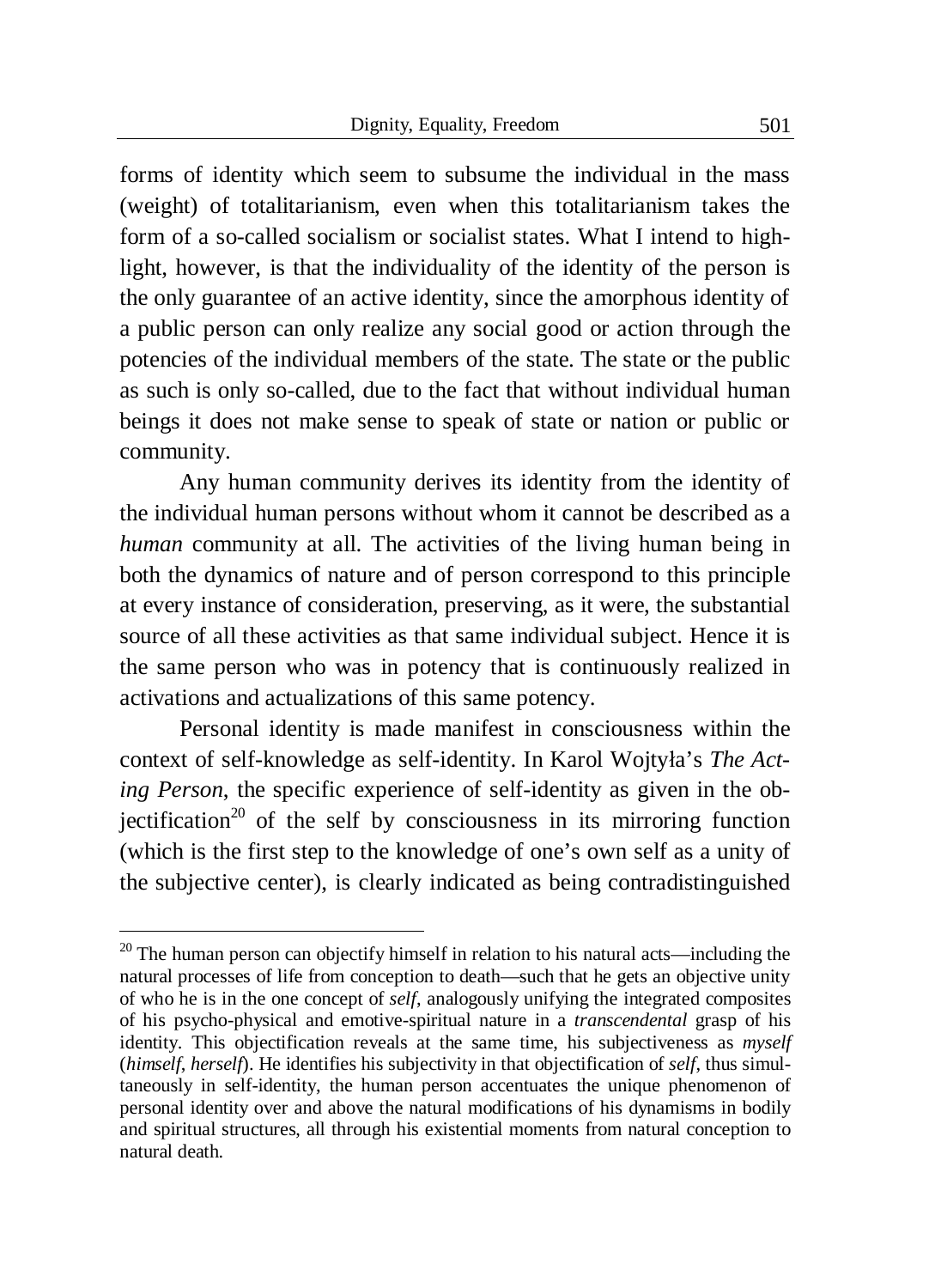forms of identity which seem to subsume the individual in the mass (weight) of totalitarianism, even when this totalitarianism takes the form of a so-called socialism or socialist states. What I intend to highlight, however, is that the individuality of the identity of the person is the only guarantee of an active identity, since the amorphous identity of a public person can only realize any social good or action through the potencies of the individual members of the state. The state or the public as such is only so-called, due to the fact that without individual human beings it does not make sense to speak of state or nation or public or community.

Any human community derives its identity from the identity of the individual human persons without whom it cannot be described as a *human* community at all. The activities of the living human being in both the dynamics of nature and of person correspond to this principle at every instance of consideration, preserving, as it were, the substantial source of all these activities as that same individual subject. Hence it is the same person who was in potency that is continuously realized in activations and actualizations of this same potency.

Personal identity is made manifest in consciousness within the context of self-knowledge as self-identity. In Karol Wojtyła's *The Acting Person*, the specific experience of self-identity as given in the objectification[20] of the self by consciousness in its mirroring function (which is the first step to the knowledge of one's own self as a unity of the subjective center), is clearly indicated as being contradistinguished

[20] The human person can objectify himself in relation to his natural acts—including the natural processes of life from conception to death—such that he gets an objective unity of who he is in the one concept of *self*, analogously unifying the integrated composites of his psycho-physical and emotive-spiritual nature in a *transcendental* grasp of his identity. This objectification reveals at the same time, his subjectiveness as *myself* (*himself*, *herself*). He identifies his subjectivity in that objectification of *self*, thus simultaneously in self-identity, the human person accentuates the unique phenomenon of personal identity over and above the natural modifications of his dynamisms in bodily and spiritual structures, all through his existential moments from natural conception to natural death.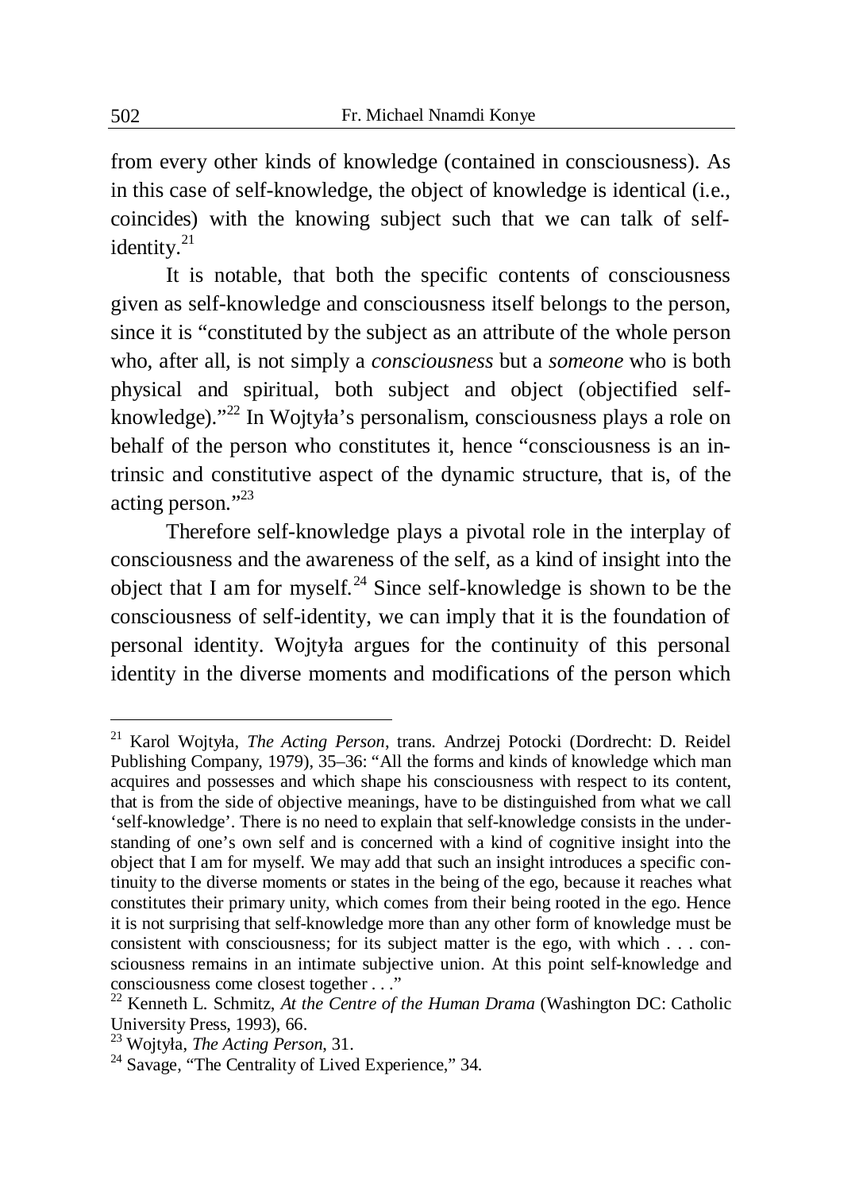from every other kinds of knowledge (contained in consciousness). As in this case of self-knowledge, the object of knowledge is identical (i.e., coincides) with the knowing subject such that we can talk of self-identity.[21]

It is notable, that both the specific contents of consciousness given as self-knowledge and consciousness itself belongs to the person, since it is "constituted by the subject as an attribute of the whole person who, after all, is not simply a *consciousness* but a *someone* who is both physical and spiritual, both subject and object (objectified self-knowledge)."[22] In Wojtyła's personalism, consciousness plays a role on behalf of the person who constitutes it, hence "consciousness is an intrinsic and constitutive aspect of the dynamic structure, that is, of the acting person."[23]

Therefore self-knowledge plays a pivotal role in the interplay of consciousness and the awareness of the self, as a kind of insight into the object that I am for myself.[24] Since self-knowledge is shown to be the consciousness of self-identity, we can imply that it is the foundation of personal identity. Wojtyła argues for the continuity of this personal identity in the diverse moments and modifications of the person which

---

[21] Karol Wojtyła, *The Acting Person*, trans. Andrzej Potocki (Dordrecht: D. Reidel Publishing Company, 1979), 35–36: "All the forms and kinds of knowledge which man acquires and possesses and which shape his consciousness with respect to its content, that is from the side of objective meanings, have to be distinguished from what we call 'self-knowledge'. There is no need to explain that self-knowledge consists in the understanding of one's own self and is concerned with a kind of cognitive insight into the object that I am for myself. We may add that such an insight introduces a specific continuity to the diverse moments or states in the being of the ego, because it reaches what constitutes their primary unity, which comes from their being rooted in the ego. Hence it is not surprising that self-knowledge more than any other form of knowledge must be consistent with consciousness; for its subject matter is the ego, with which . . . consciousness remains in an intimate subjective union. At this point self-knowledge and consciousness come closest together . . ."

[22] Kenneth L. Schmitz, *At the Centre of the Human Drama* (Washington DC: Catholic University Press, 1993), 66.

[23] Wojtyła, *The Acting Person*, 31.

[24] Savage, "The Centrality of Lived Experience," 34.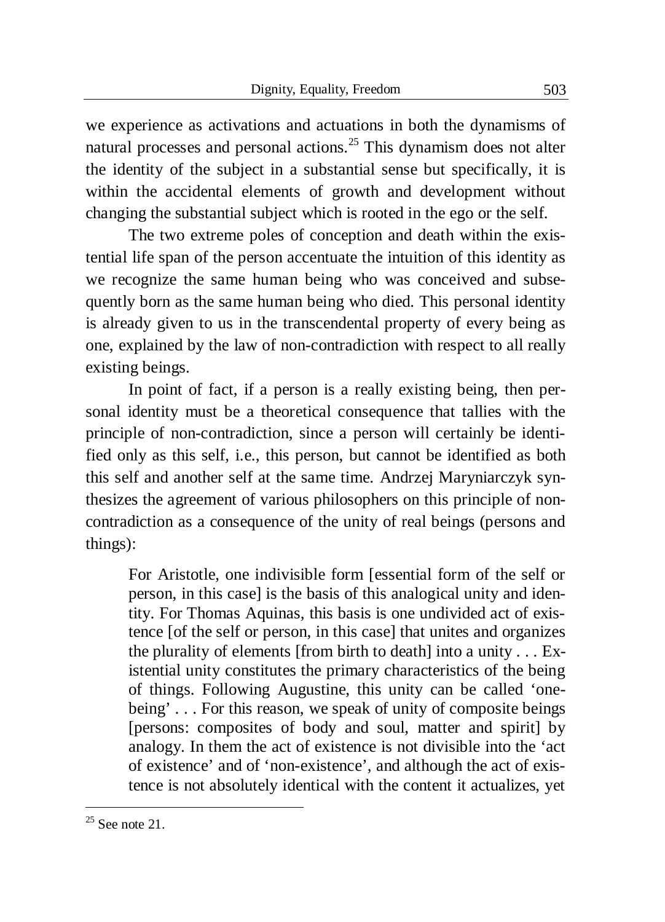we experience as activations and actuations in both the dynamisms of natural processes and personal actions.[25] This dynamism does not alter the identity of the subject in a substantial sense but specifically, it is within the accidental elements of growth and development without changing the substantial subject which is rooted in the ego or the self.

The two extreme poles of conception and death within the existential life span of the person accentuate the intuition of this identity as we recognize the same human being who was conceived and subsequently born as the same human being who died. This personal identity is already given to us in the transcendental property of every being as one, explained by the law of non-contradiction with respect to all really existing beings.

In point of fact, if a person is a really existing being, then personal identity must be a theoretical consequence that tallies with the principle of non-contradiction, since a person will certainly be identified only as this self, i.e., this person, but cannot be identified as both this self and another self at the same time. Andrzej Maryniarczyk synthesizes the agreement of various philosophers on this principle of non-contradiction as a consequence of the unity of real beings (persons and things):

> For Aristotle, one indivisible form [essential form of the self or person, in this case] is the basis of this analogical unity and identity. For Thomas Aquinas, this basis is one undivided act of existence [of the self or person, in this case] that unites and organizes the plurality of elements [from birth to death] into a unity . . . Existential unity constitutes the primary characteristics of the being of things. Following Augustine, this unity can be called 'one-being' . . . For this reason, we speak of unity of composite beings [persons: composites of body and soul, matter and spirit] by analogy. In them the act of existence is not divisible into the 'act of existence' and of 'non-existence', and although the act of existence is not absolutely identical with the content it actualizes, yet

[25] See note 21.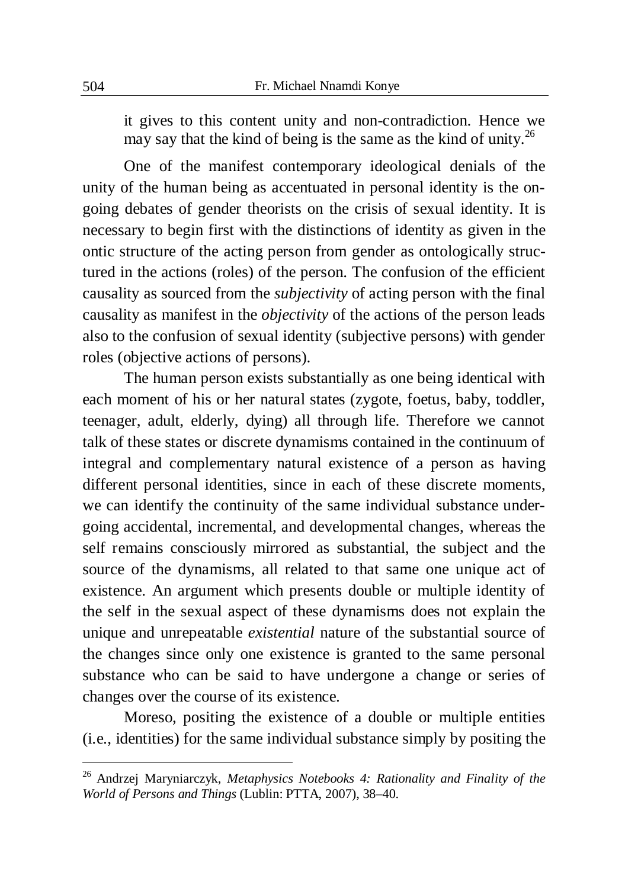it gives to this content unity and non-contradiction. Hence we may say that the kind of being is the same as the kind of unity.[26]

One of the manifest contemporary ideological denials of the unity of the human being as accentuated in personal identity is the on-going debates of gender theorists on the crisis of sexual identity. It is necessary to begin first with the distinctions of identity as given in the ontic structure of the acting person from gender as ontologically structured in the actions (roles) of the person. The confusion of the efficient causality as sourced from the *subjectivity* of acting person with the final causality as manifest in the *objectivity* of the actions of the person leads also to the confusion of sexual identity (subjective persons) with gender roles (objective actions of persons).

The human person exists substantially as one being identical with each moment of his or her natural states (zygote, foetus, baby, toddler, teenager, adult, elderly, dying) all through life. Therefore we cannot talk of these states or discrete dynamisms contained in the continuum of integral and complementary natural existence of a person as having different personal identities, since in each of these discrete moments, we can identify the continuity of the same individual substance undergoing accidental, incremental, and developmental changes, whereas the self remains consciously mirrored as substantial, the subject and the source of the dynamisms, all related to that same one unique act of existence. An argument which presents double or multiple identity of the self in the sexual aspect of these dynamisms does not explain the unique and unrepeatable *existential* nature of the substantial source of the changes since only one existence is granted to the same personal substance who can be said to have undergone a change or series of changes over the course of its existence.

Moreso, positing the existence of a double or multiple entities (i.e., identities) for the same individual substance simply by positing the

---

[26] Andrzej Maryniarczyk, *Metaphysics Notebooks 4: Rationality and Finality of the World of Persons and Things* (Lublin: PTTA, 2007), 38–40.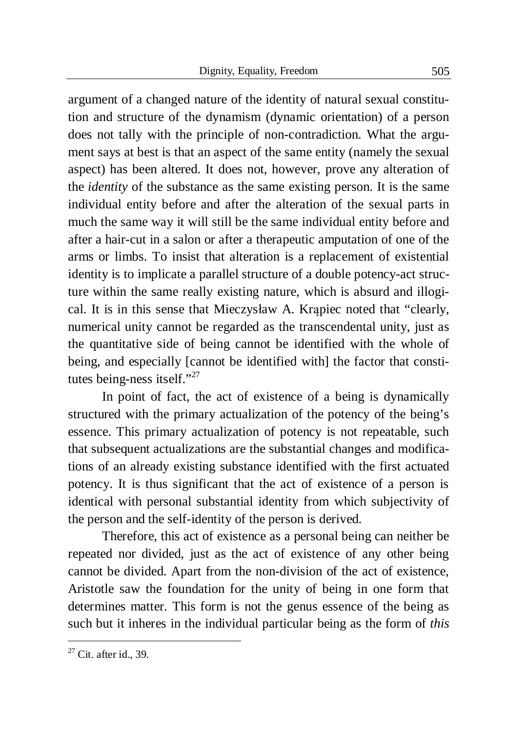argument of a changed nature of the identity of natural sexual constitution and structure of the dynamism (dynamic orientation) of a person does not tally with the principle of non-contradiction. What the argument says at best is that an aspect of the same entity (namely the sexual aspect) has been altered. It does not, however, prove any alteration of the *identity* of the substance as the same existing person. It is the same individual entity before and after the alteration of the sexual parts in much the same way it will still be the same individual entity before and after a hair-cut in a salon or after a therapeutic amputation of one of the arms or limbs. To insist that alteration is a replacement of existential identity is to implicate a parallel structure of a double potency-act structure within the same really existing nature, which is absurd and illogical. It is in this sense that Mieczysław A. Krąpiec noted that "clearly, numerical unity cannot be regarded as the transcendental unity, just as the quantitative side of being cannot be identified with the whole of being, and especially [cannot be identified with] the factor that constitutes being-ness itself."[27]

In point of fact, the act of existence of a being is dynamically structured with the primary actualization of the potency of the being's essence. This primary actualization of potency is not repeatable, such that subsequent actualizations are the substantial changes and modifications of an already existing substance identified with the first actuated potency. It is thus significant that the act of existence of a person is identical with personal substantial identity from which subjectivity of the person and the self-identity of the person is derived.

Therefore, this act of existence as a personal being can neither be repeated nor divided, just as the act of existence of any other being cannot be divided. Apart from the non-division of the act of existence, Aristotle saw the foundation for the unity of being in one form that determines matter. This form is not the genus essence of the being as such but it inheres in the individual particular being as the form of *this*

[27] Cit. after id., 39.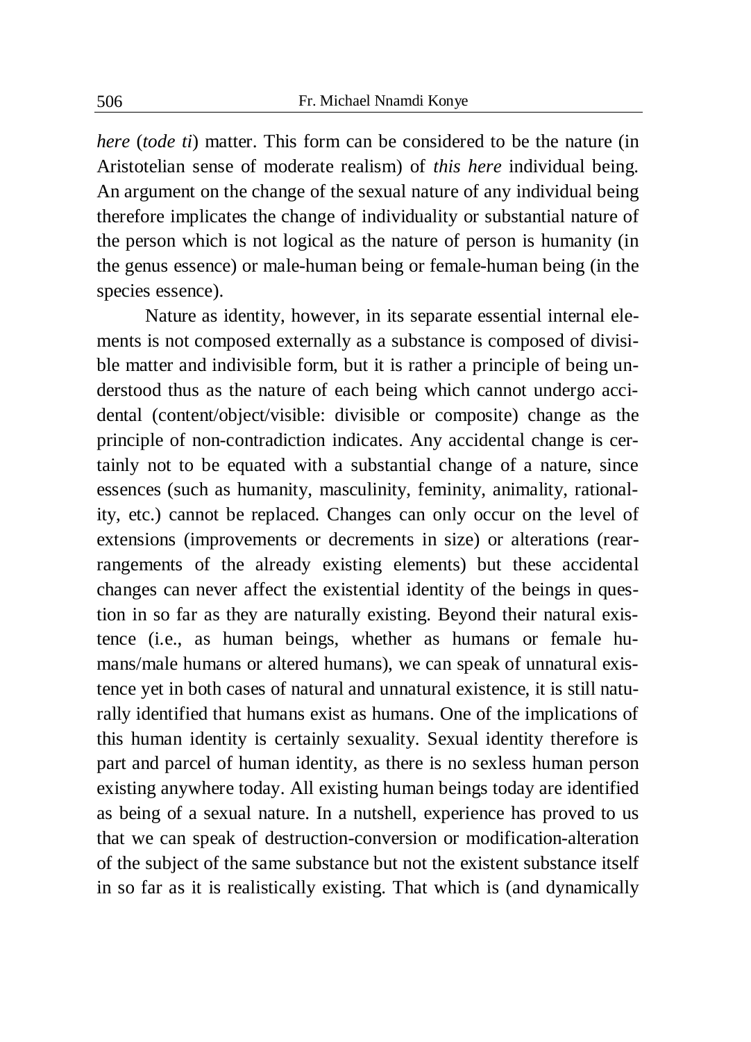*here* (*tode ti*) matter. This form can be considered to be the nature (in Aristotelian sense of moderate realism) of *this here* individual being. An argument on the change of the sexual nature of any individual being therefore implicates the change of individuality or substantial nature of the person which is not logical as the nature of person is humanity (in the genus essence) or male-human being or female-human being (in the species essence).

Nature as identity, however, in its separate essential internal elements is not composed externally as a substance is composed of divisible matter and indivisible form, but it is rather a principle of being understood thus as the nature of each being which cannot undergo accidental (content/object/visible: divisible or composite) change as the principle of non-contradiction indicates. Any accidental change is certainly not to be equated with a substantial change of a nature, since essences (such as humanity, masculinity, feminity, animality, rationality, etc.) cannot be replaced. Changes can only occur on the level of extensions (improvements or decrements in size) or alterations (rearrangements of the already existing elements) but these accidental changes can never affect the existential identity of the beings in question in so far as they are naturally existing. Beyond their natural existence (i.e., as human beings, whether as humans or female humans/male humans or altered humans), we can speak of unnatural existence yet in both cases of natural and unnatural existence, it is still naturally identified that humans exist as humans. One of the implications of this human identity is certainly sexuality. Sexual identity therefore is part and parcel of human identity, as there is no sexless human person existing anywhere today. All existing human beings today are identified as being of a sexual nature. In a nutshell, experience has proved to us that we can speak of destruction-conversion or modification-alteration of the subject of the same substance but not the existent substance itself in so far as it is realistically existing. That which is (and dynamically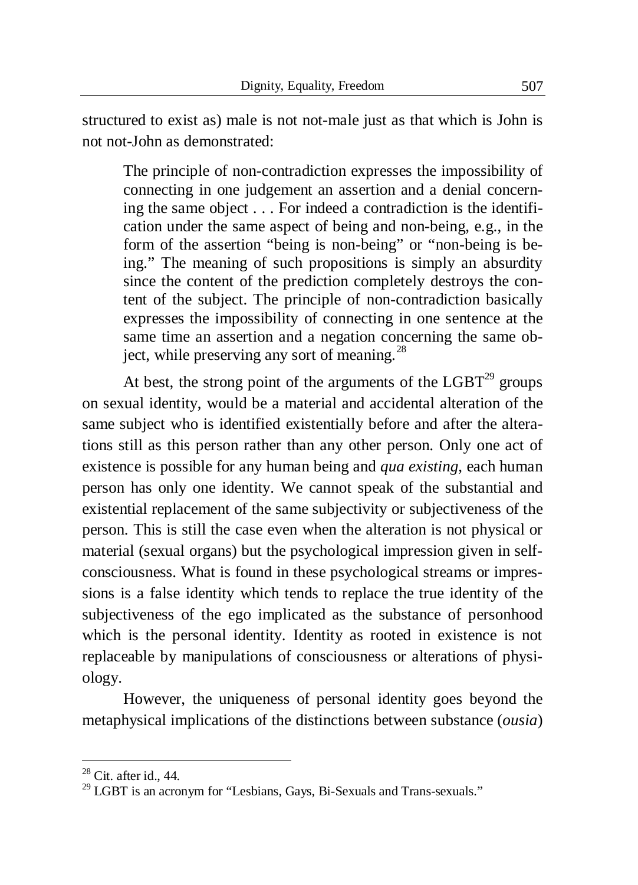structured to exist as) male is not not-male just as that which is John is not not-John as demonstrated:

> The principle of non-contradiction expresses the impossibility of connecting in one judgement an assertion and a denial concerning the same object . . . For indeed a contradiction is the identification under the same aspect of being and non-being, e.g., in the form of the assertion "being is non-being" or "non-being is being." The meaning of such propositions is simply an absurdity since the content of the prediction completely destroys the content of the subject. The principle of non-contradiction basically expresses the impossibility of connecting in one sentence at the same time an assertion and a negation concerning the same object, while preserving any sort of meaning.[28]

At best, the strong point of the arguments of the LGBT[29] groups on sexual identity, would be a material and accidental alteration of the same subject who is identified existentially before and after the alterations still as this person rather than any other person. Only one act of existence is possible for any human being and *qua existing*, each human person has only one identity. We cannot speak of the substantial and existential replacement of the same subjectivity or subjectiveness of the person. This is still the case even when the alteration is not physical or material (sexual organs) but the psychological impression given in self-consciousness. What is found in these psychological streams or impressions is a false identity which tends to replace the true identity of the subjectiveness of the ego implicated as the substance of personhood which is the personal identity. Identity as rooted in existence is not replaceable by manipulations of consciousness or alterations of physiology.

However, the uniqueness of personal identity goes beyond the metaphysical implications of the distinctions between substance (*ousia*)

---

[28] Cit. after id., 44.

[29] LGBT is an acronym for "Lesbians, Gays, Bi-Sexuals and Trans-sexuals."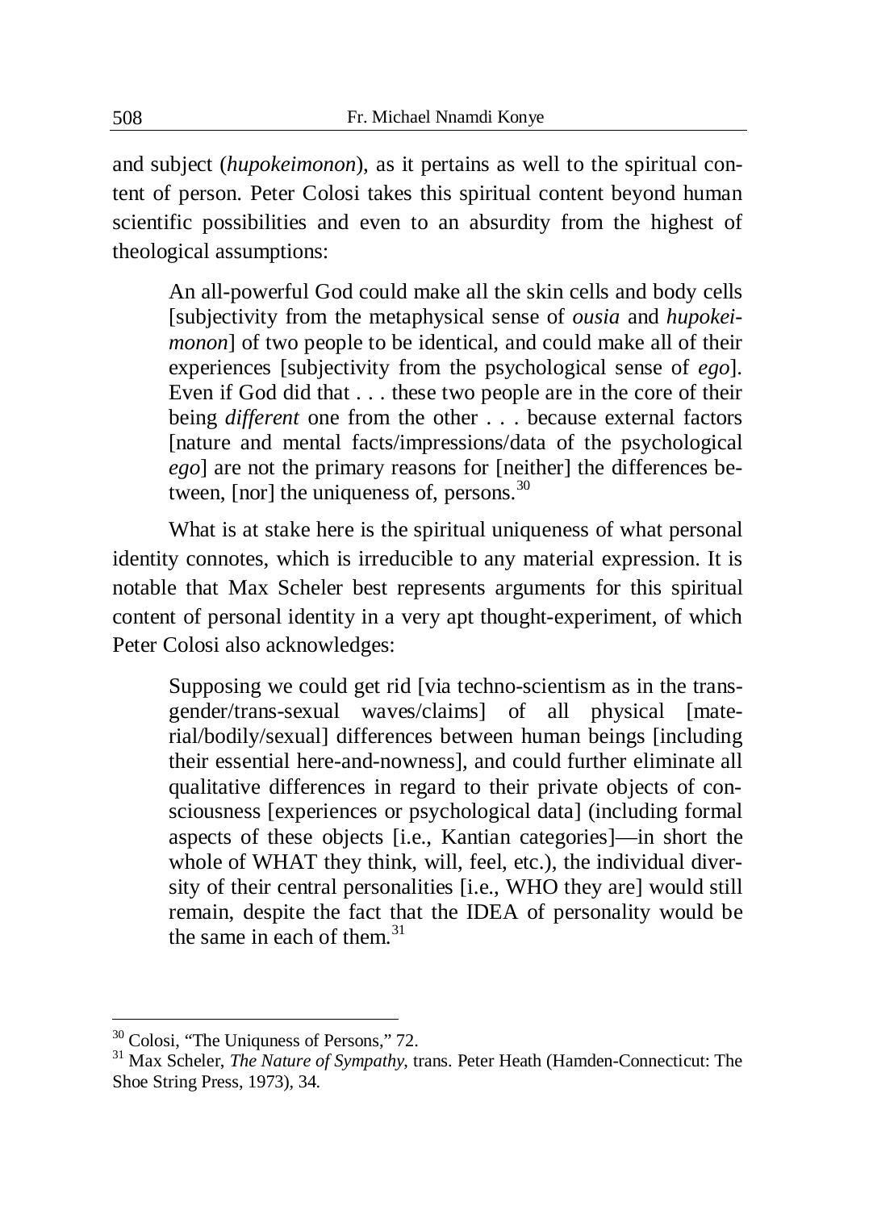and subject (*hupokeimonon*), as it pertains as well to the spiritual content of person. Peter Colosi takes this spiritual content beyond human scientific possibilities and even to an absurdity from the highest of theological assumptions:

> An all-powerful God could make all the skin cells and body cells [subjectivity from the metaphysical sense of *ousia* and *hupokeimonon*] of two people to be identical, and could make all of their experiences [subjectivity from the psychological sense of *ego*]. Even if God did that . . . these two people are in the core of their being *different* one from the other . . . because external factors [nature and mental facts/impressions/data of the psychological *ego*] are not the primary reasons for [neither] the differences between, [nor] the uniqueness of, persons.[30]

What is at stake here is the spiritual uniqueness of what personal identity connotes, which is irreducible to any material expression. It is notable that Max Scheler best represents arguments for this spiritual content of personal identity in a very apt thought-experiment, of which Peter Colosi also acknowledges:

> Supposing we could get rid [via techno-scientism as in the transgender/trans-sexual waves/claims] of all physical [material/bodily/sexual] differences between human beings [including their essential here-and-nowness], and could further eliminate all qualitative differences in regard to their private objects of consciousness [experiences or psychological data] (including formal aspects of these objects [i.e., Kantian categories]—in short the whole of WHAT they think, will, feel, etc.), the individual diversity of their central personalities [i.e., WHO they are] would still remain, despite the fact that the IDEA of personality would be the same in each of them.[31]

---

[30] Colosi, "The Uniquness of Persons," 72.

[31] Max Scheler, *The Nature of Sympathy*, trans. Peter Heath (Hamden-Connecticut: The Shoe String Press, 1973), 34.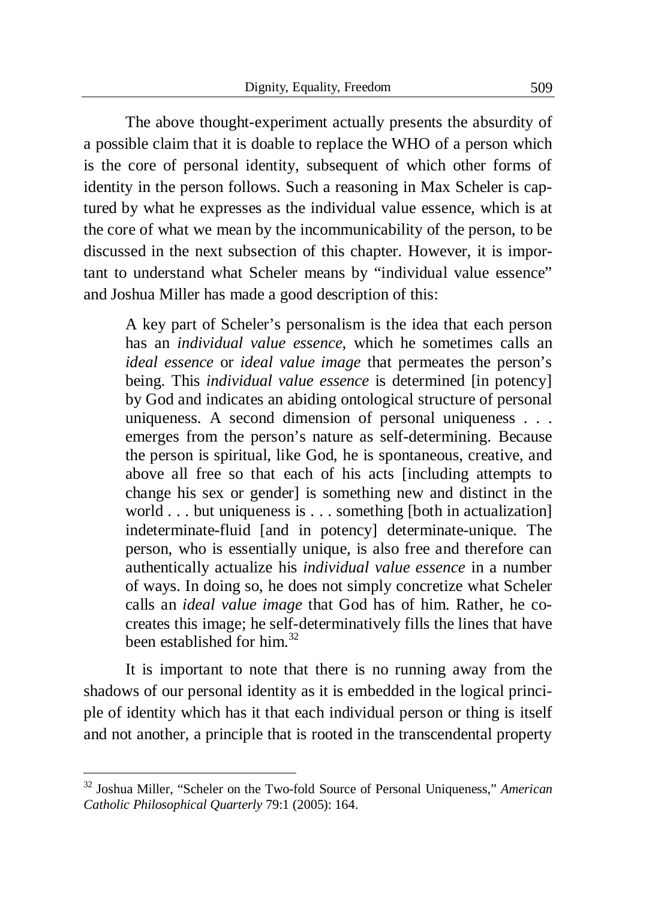The above thought-experiment actually presents the absurdity of a possible claim that it is doable to replace the WHO of a person which is the core of personal identity, subsequent of which other forms of identity in the person follows. Such a reasoning in Max Scheler is captured by what he expresses as the individual value essence, which is at the core of what we mean by the incommunicability of the person, to be discussed in the next subsection of this chapter. However, it is important to understand what Scheler means by "individual value essence" and Joshua Miller has made a good description of this:

> A key part of Scheler's personalism is the idea that each person has an *individual value essence*, which he sometimes calls an *ideal essence* or *ideal value image* that permeates the person's being. This *individual value essence* is determined [in potency] by God and indicates an abiding ontological structure of personal uniqueness. A second dimension of personal uniqueness . . . emerges from the person's nature as self-determining. Because the person is spiritual, like God, he is spontaneous, creative, and above all free so that each of his acts [including attempts to change his sex or gender] is something new and distinct in the world . . . but uniqueness is . . . something [both in actualization] indeterminate-fluid [and in potency] determinate-unique. The person, who is essentially unique, is also free and therefore can authentically actualize his *individual value essence* in a number of ways. In doing so, he does not simply concretize what Scheler calls an *ideal value image* that God has of him. Rather, he co-creates this image; he self-determinatively fills the lines that have been established for him.[32]

It is important to note that there is no running away from the shadows of our personal identity as it is embedded in the logical principle of identity which has it that each individual person or thing is itself and not another, a principle that is rooted in the transcendental property

---

[32] Joshua Miller, "Scheler on the Two-fold Source of Personal Uniqueness," *American Catholic Philosophical Quarterly* 79:1 (2005): 164.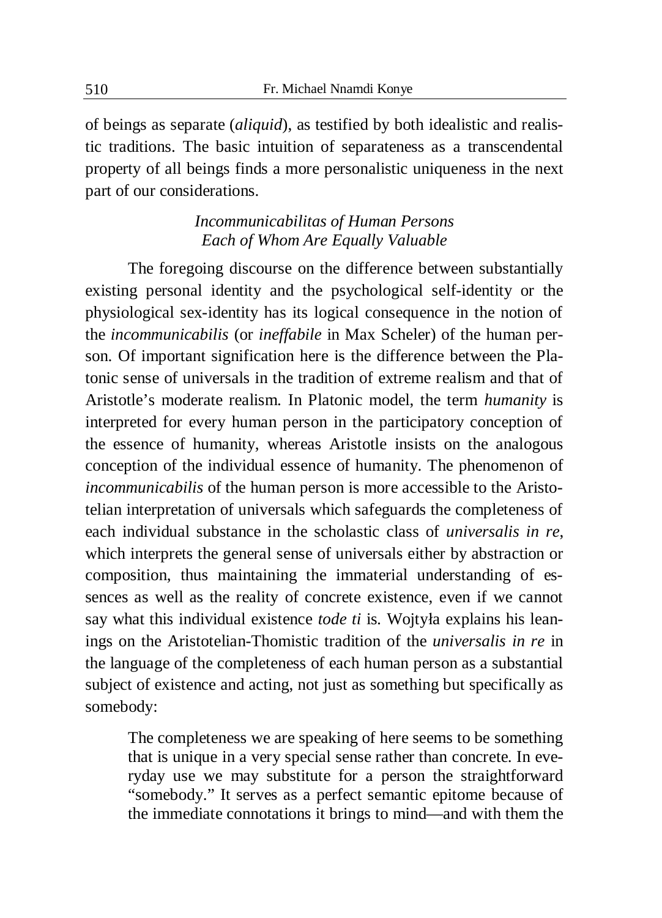of beings as separate (*aliquid*), as testified by both idealistic and realistic traditions. The basic intuition of separateness as a transcendental property of all beings finds a more personalistic uniqueness in the next part of our considerations.

### *Incommunicabilitas of Human Persons Each of Whom Are Equally Valuable*

The foregoing discourse on the difference between substantially existing personal identity and the psychological self-identity or the physiological sex-identity has its logical consequence in the notion of the *incommunicabilis* (or *ineffabile* in Max Scheler) of the human person. Of important signification here is the difference between the Platonic sense of universals in the tradition of extreme realism and that of Aristotle's moderate realism. In Platonic model, the term *humanity* is interpreted for every human person in the participatory conception of the essence of humanity, whereas Aristotle insists on the analogous conception of the individual essence of humanity. The phenomenon of *incommunicabilis* of the human person is more accessible to the Aristotelian interpretation of universals which safeguards the completeness of each individual substance in the scholastic class of *universalis in re*, which interprets the general sense of universals either by abstraction or composition, thus maintaining the immaterial understanding of essences as well as the reality of concrete existence, even if we cannot say what this individual existence *tode ti* is. Wojtyła explains his leanings on the Aristotelian-Thomistic tradition of the *universalis in re* in the language of the completeness of each human person as a substantial subject of existence and acting, not just as something but specifically as somebody:

> The completeness we are speaking of here seems to be something that is unique in a very special sense rather than concrete. In everyday use we may substitute for a person the straightforward "somebody." It serves as a perfect semantic epitome because of the immediate connotations it brings to mind—and with them the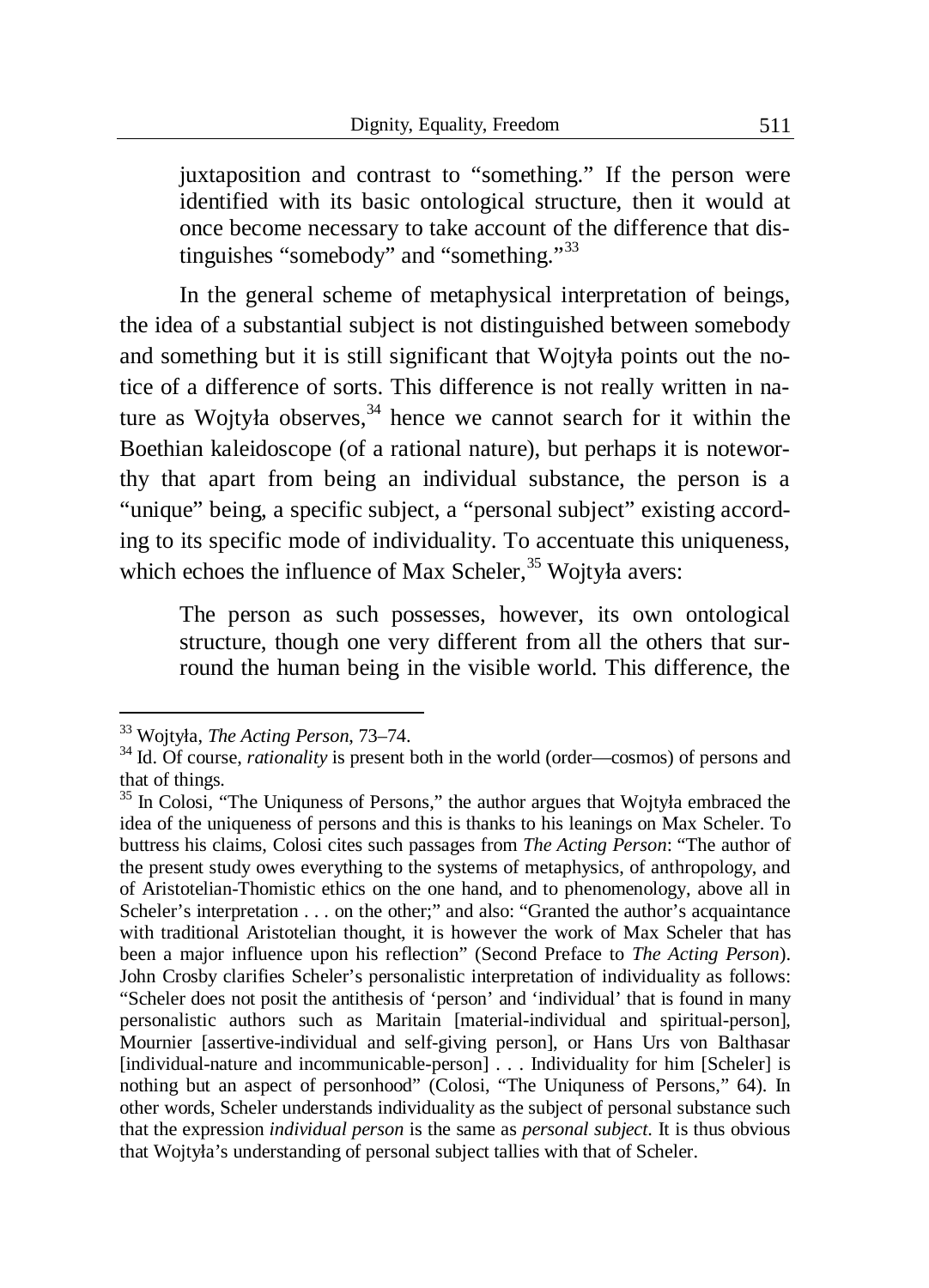> juxtaposition and contrast to "something." If the person were identified with its basic ontological structure, then it would at once become necessary to take account of the difference that distinguishes "somebody" and "something."[33]

In the general scheme of metaphysical interpretation of beings, the idea of a substantial subject is not distinguished between somebody and something but it is still significant that Wojtyła points out the notice of a difference of sorts. This difference is not really written in nature as Wojtyła observes,[34] hence we cannot search for it within the Boethian kaleidoscope (of a rational nature), but perhaps it is noteworthy that apart from being an individual substance, the person is a "unique" being, a specific subject, a "personal subject" existing according to its specific mode of individuality. To accentuate this uniqueness, which echoes the influence of Max Scheler,[35] Wojtyła avers:

> The person as such possesses, however, its own ontological structure, though one very different from all the others that surround the human being in the visible world. This difference, the

---

[33] Wojtyła, *The Acting Person*, 73–74.

[34] Id. Of course, *rationality* is present both in the world (order—cosmos) of persons and that of things.

[35] In Colosi, "The Uniquness of Persons," the author argues that Wojtyła embraced the idea of the uniqueness of persons and this is thanks to his leanings on Max Scheler. To buttress his claims, Colosi cites such passages from *The Acting Person*: "The author of the present study owes everything to the systems of metaphysics, of anthropology, and of Aristotelian-Thomistic ethics on the one hand, and to phenomenology, above all in Scheler's interpretation . . . on the other;" and also: "Granted the author's acquaintance with traditional Aristotelian thought, it is however the work of Max Scheler that has been a major influence upon his reflection" (Second Preface to *The Acting Person*). John Crosby clarifies Scheler's personalistic interpretation of individuality as follows: "Scheler does not posit the antithesis of 'person' and 'individual' that is found in many personalistic authors such as Maritain [material-individual and spiritual-person], Mournier [assertive-individual and self-giving person], or Hans Urs von Balthasar [individual-nature and incommunicable-person] . . . Individuality for him [Scheler] is nothing but an aspect of personhood" (Colosi, "The Uniquness of Persons," 64). In other words, Scheler understands individuality as the subject of personal substance such that the expression *individual person* is the same as *personal subject*. It is thus obvious that Wojtyła's understanding of personal subject tallies with that of Scheler.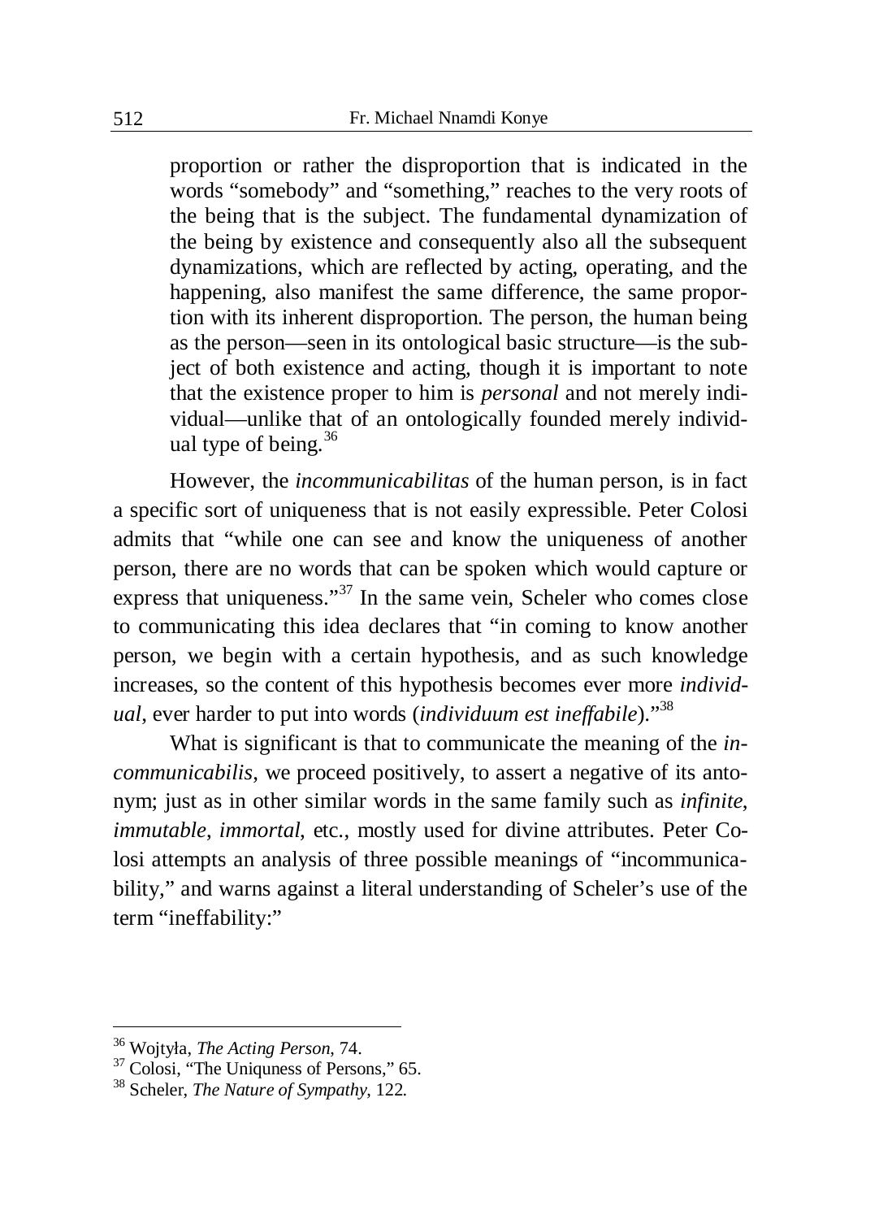> proportion or rather the disproportion that is indicated in the words "somebody" and "something," reaches to the very roots of the being that is the subject. The fundamental dynamization of the being by existence and consequently also all the subsequent dynamizations, which are reflected by acting, operating, and the happening, also manifest the same difference, the same proportion with its inherent disproportion. The person, the human being as the person—seen in its ontological basic structure—is the subject of both existence and acting, though it is important to note that the existence proper to him is *personal* and not merely individual—unlike that of an ontologically founded merely individual type of being.[36]

However, the *incommunicabilitas* of the human person, is in fact a specific sort of uniqueness that is not easily expressible. Peter Colosi admits that "while one can see and know the uniqueness of another person, there are no words that can be spoken which would capture or express that uniqueness."[37] In the same vein, Scheler who comes close to communicating this idea declares that "in coming to know another person, we begin with a certain hypothesis, and as such knowledge increases, so the content of this hypothesis becomes ever more *individual*, ever harder to put into words (*individuum est ineffabile*)."[38]

What is significant is that to communicate the meaning of the *incommunicabilis*, we proceed positively, to assert a negative of its antonym; just as in other similar words in the same family such as *infinite*, *immutable*, *immortal*, etc., mostly used for divine attributes. Peter Colosi attempts an analysis of three possible meanings of "incommunicability," and warns against a literal understanding of Scheler's use of the term "ineffability:"

---

[36] Wojtyła, *The Acting Person*, 74.

[37] Colosi, "The Uniquness of Persons," 65.

[38] Scheler, *The Nature of Sympathy*, 122.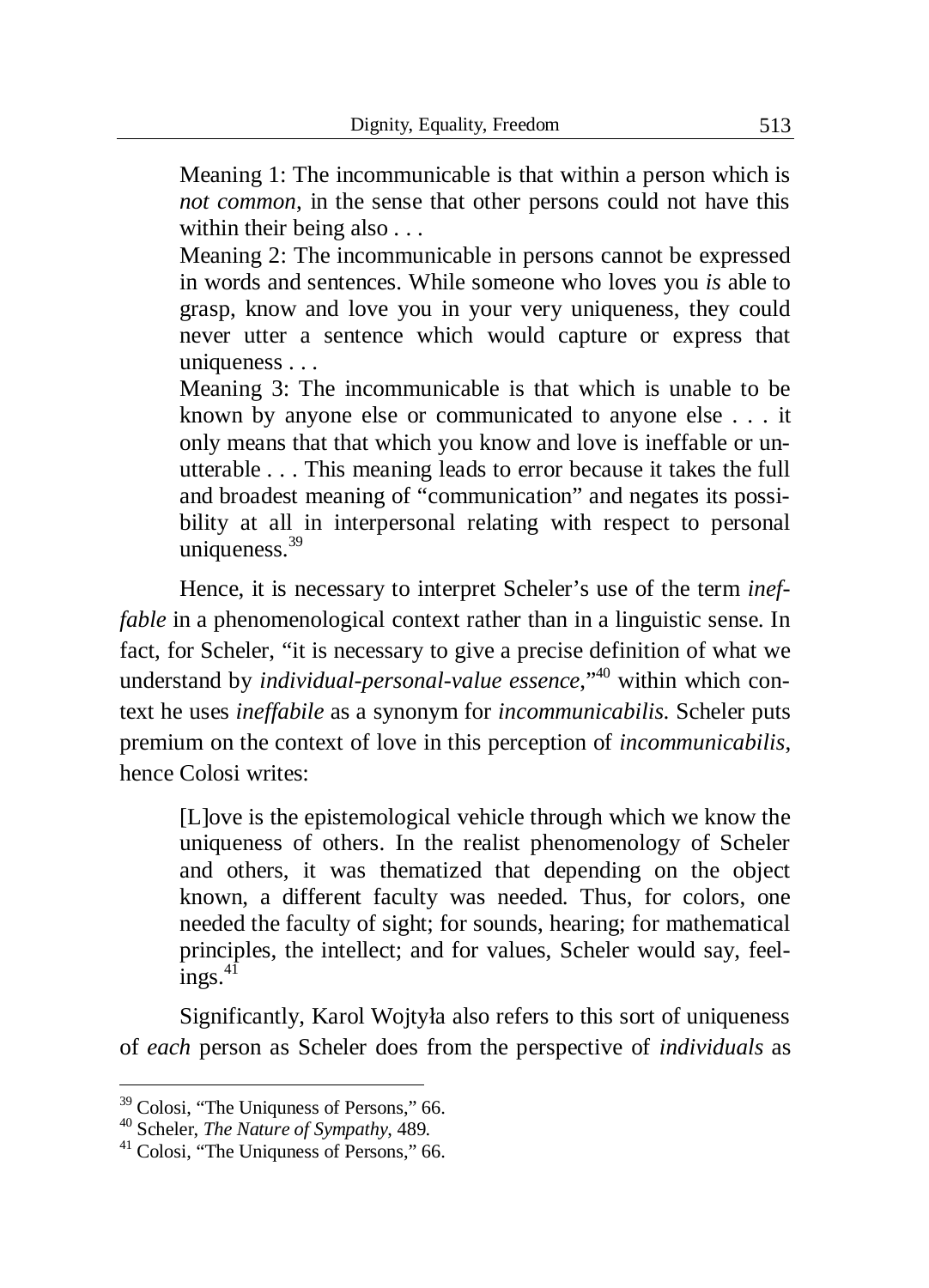> Meaning 1: The incommunicable is that within a person which is *not common*, in the sense that other persons could not have this within their being also . . .
>
> Meaning 2: The incommunicable in persons cannot be expressed in words and sentences. While someone who loves you *is* able to grasp, know and love you in your very uniqueness, they could never utter a sentence which would capture or express that uniqueness . . .
>
> Meaning 3: The incommunicable is that which is unable to be known by anyone else or communicated to anyone else . . . it only means that that which you know and love is ineffable or unutterable . . . This meaning leads to error because it takes the full and broadest meaning of "communication" and negates its possibility at all in interpersonal relating with respect to personal uniqueness.[39]

Hence, it is necessary to interpret Scheler's use of the term *ineffable* in a phenomenological context rather than in a linguistic sense. In fact, for Scheler, "it is necessary to give a precise definition of what we understand by *individual-personal-value essence*,"[40] within which context he uses *ineffabile* as a synonym for *incommunicabilis.* Scheler puts premium on the context of love in this perception of *incommunicabilis*, hence Colosi writes:

> [L]ove is the epistemological vehicle through which we know the uniqueness of others. In the realist phenomenology of Scheler and others, it was thematized that depending on the object known, a different faculty was needed. Thus, for colors, one needed the faculty of sight; for sounds, hearing; for mathematical principles, the intellect; and for values, Scheler would say, feelings.[41]

Significantly, Karol Wojtyła also refers to this sort of uniqueness of *each* person as Scheler does from the perspective of *individuals* as

---

[39] Colosi, "The Uniquness of Persons," 66.

[40] Scheler, *The Nature of Sympathy*, 489.

[41] Colosi, "The Uniquness of Persons," 66.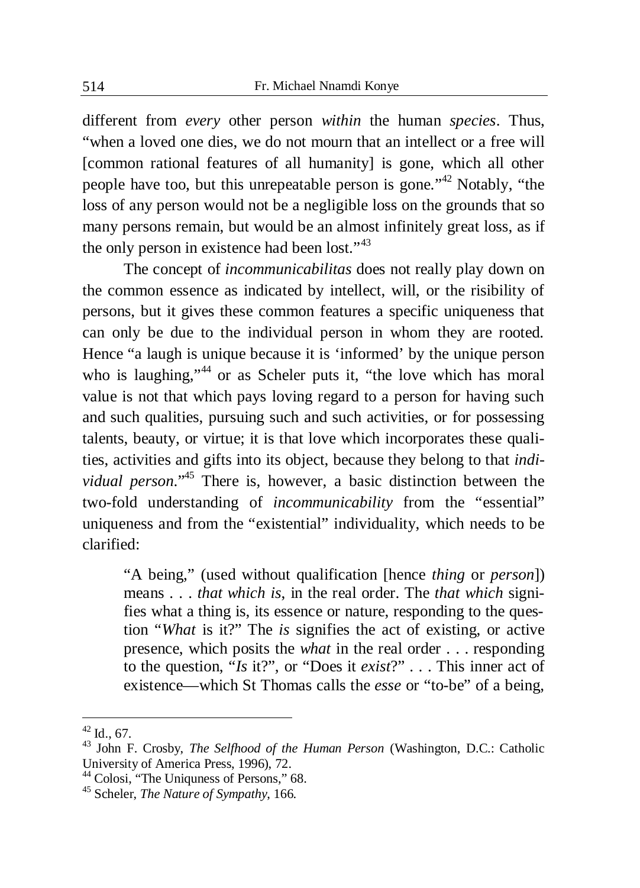different from *every* other person *within* the human *species*. Thus, "when a loved one dies, we do not mourn that an intellect or a free will [common rational features of all humanity] is gone, which all other people have too, but this unrepeatable person is gone."[42] Notably, "the loss of any person would not be a negligible loss on the grounds that so many persons remain, but would be an almost infinitely great loss, as if the only person in existence had been lost."[43]

The concept of *incommunicabilitas* does not really play down on the common essence as indicated by intellect, will, or the risibility of persons, but it gives these common features a specific uniqueness that can only be due to the individual person in whom they are rooted. Hence "a laugh is unique because it is 'informed' by the unique person who is laughing,"[44] or as Scheler puts it, "the love which has moral value is not that which pays loving regard to a person for having such and such qualities, pursuing such and such activities, or for possessing talents, beauty, or virtue; it is that love which incorporates these qualities, activities and gifts into its object, because they belong to that *individual person*."[45] There is, however, a basic distinction between the two-fold understanding of *incommunicability* from the "essential" uniqueness and from the "existential" individuality, which needs to be clarified:

> "A being," (used without qualification [hence *thing* or *person*]) means . . . *that which is*, in the real order. The *that which* signifies what a thing is, its essence or nature, responding to the question "*What* is it?" The *is* signifies the act of existing, or active presence, which posits the *what* in the real order . . . responding to the question, "*Is* it?", or "Does it *exist*?" . . . This inner act of existence—which St Thomas calls the *esse* or "to-be" of a being,

---

[42] Id., 67.

[43] John F. Crosby, *The Selfhood of the Human Person* (Washington, D.C.: Catholic University of America Press, 1996), 72.

[44] Colosi, "The Uniquness of Persons," 68.

[45] Scheler, *The Nature of Sympathy*, 166.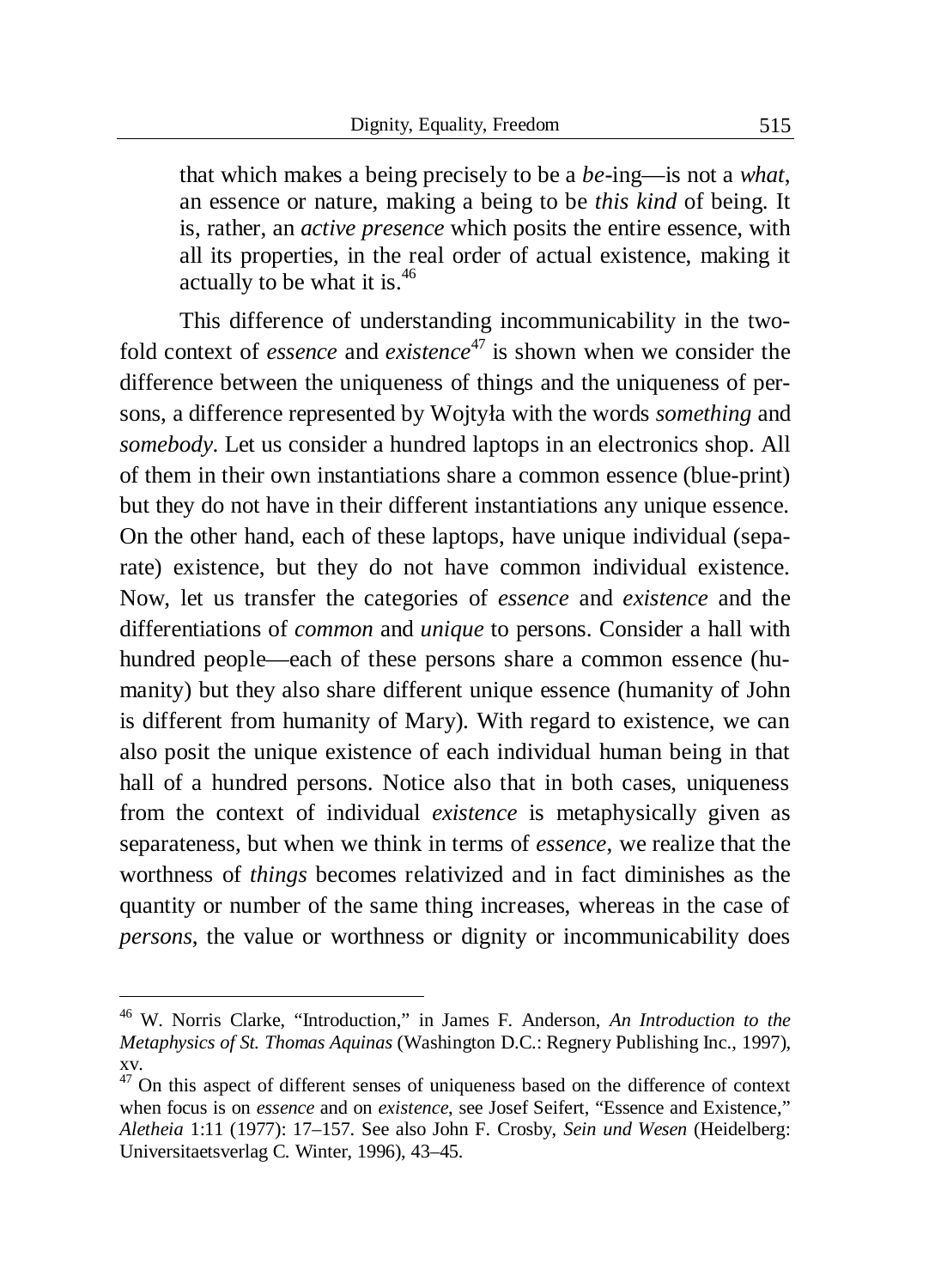that which makes a being precisely to be a *be*-ing—is not a *what*, an essence or nature, making a being to be *this kind* of being. It is, rather, an *active presence* which posits the entire essence, with all its properties, in the real order of actual existence, making it actually to be what it is.[46]

This difference of understanding incommunicability in the two-fold context of *essence* and *existence*[47] is shown when we consider the difference between the uniqueness of things and the uniqueness of persons, a difference represented by Wojtyła with the words *something* and *somebody*. Let us consider a hundred laptops in an electronics shop. All of them in their own instantiations share a common essence (blue-print) but they do not have in their different instantiations any unique essence. On the other hand, each of these laptops, have unique individual (separate) existence, but they do not have common individual existence. Now, let us transfer the categories of *essence* and *existence* and the differentiations of *common* and *unique* to persons. Consider a hall with hundred people—each of these persons share a common essence (humanity) but they also share different unique essence (humanity of John is different from humanity of Mary). With regard to existence, we can also posit the unique existence of each individual human being in that hall of a hundred persons. Notice also that in both cases, uniqueness from the context of individual *existence* is metaphysically given as separateness, but when we think in terms of *essence*, we realize that the worthness of *things* becomes relativized and in fact diminishes as the quantity or number of the same thing increases, whereas in the case of *persons*, the value or worthness or dignity or incommunicability does

---

[46] W. Norris Clarke, "Introduction," in James F. Anderson, *An Introduction to the Metaphysics of St. Thomas Aquinas* (Washington D.C.: Regnery Publishing Inc., 1997), xv.

[47] On this aspect of different senses of uniqueness based on the difference of context when focus is on *essence* and on *existence*, see Josef Seifert, "Essence and Existence," *Aletheia* 1:11 (1977): 17–157. See also John F. Crosby, *Sein und Wesen* (Heidelberg: Universitaetsverlag C. Winter, 1996), 43–45.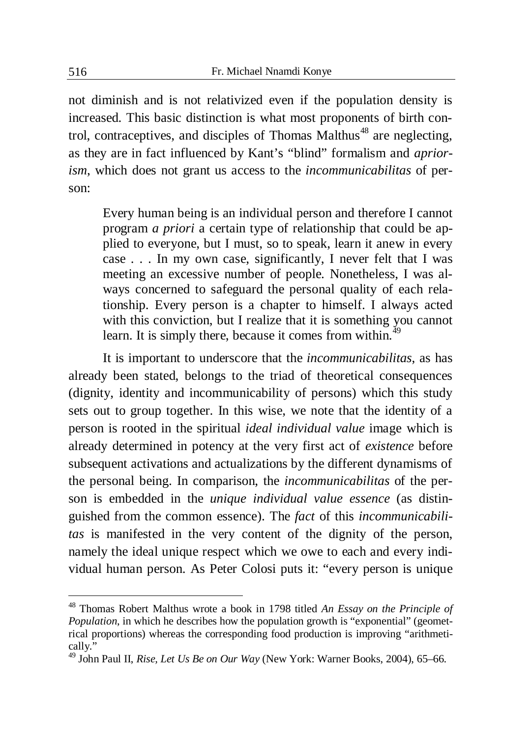not diminish and is not relativized even if the population density is increased. This basic distinction is what most proponents of birth control, contraceptives, and disciples of Thomas Malthus[48] are neglecting, as they are in fact influenced by Kant's "blind" formalism and *apriorism*, which does not grant us access to the *incommunicabilitas* of person:

> Every human being is an individual person and therefore I cannot program *a priori* a certain type of relationship that could be applied to everyone, but I must, so to speak, learn it anew in every case . . . In my own case, significantly, I never felt that I was meeting an excessive number of people. Nonetheless, I was always concerned to safeguard the personal quality of each relationship. Every person is a chapter to himself. I always acted with this conviction, but I realize that it is something you cannot learn. It is simply there, because it comes from within.[49]

It is important to underscore that the *incommunicabilitas*, as has already been stated, belongs to the triad of theoretical consequences (dignity, identity and incommunicability of persons) which this study sets out to group together. In this wise, we note that the identity of a person is rooted in the spiritual *ideal individual value* image which is already determined in potency at the very first act of *existence* before subsequent activations and actualizations by the different dynamisms of the personal being. In comparison, the *incommunicabilitas* of the person is embedded in the *unique individual value essence* (as distinguished from the common essence). The *fact* of this *incommunicabilitas* is manifested in the very content of the dignity of the person, namely the ideal unique respect which we owe to each and every individual human person. As Peter Colosi puts it: "every person is unique

---

[48] Thomas Robert Malthus wrote a book in 1798 titled *An Essay on the Principle of Population*, in which he describes how the population growth is "exponential" (geometrical proportions) whereas the corresponding food production is improving "arithmetically."

[49] John Paul II, *Rise, Let Us Be on Our Way* (New York: Warner Books, 2004), 65–66.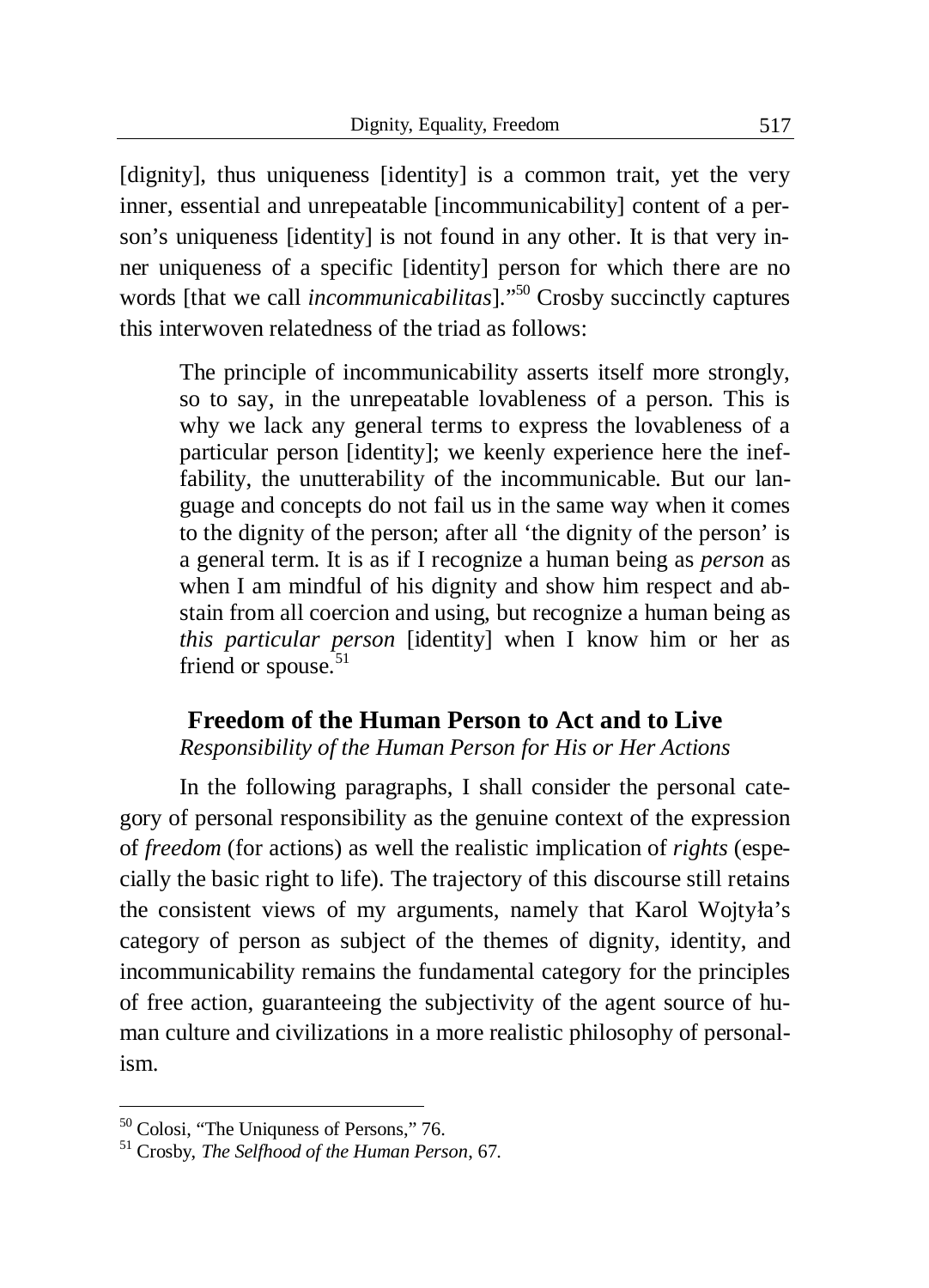[dignity], thus uniqueness [identity] is a common trait, yet the very inner, essential and unrepeatable [incommunicability] content of a person's uniqueness [identity] is not found in any other. It is that very inner uniqueness of a specific [identity] person for which there are no words [that we call *incommunicabilitas*]."[50] Crosby succinctly captures this interwoven relatedness of the triad as follows:

> The principle of incommunicability asserts itself more strongly, so to say, in the unrepeatable lovableness of a person. This is why we lack any general terms to express the lovableness of a particular person [identity]; we keenly experience here the ineffability, the unutterability of the incommunicable. But our language and concepts do not fail us in the same way when it comes to the dignity of the person; after all 'the dignity of the person' is a general term. It is as if I recognize a human being as *person* as when I am mindful of his dignity and show him respect and abstain from all coercion and using, but recognize a human being as *this particular person* [identity] when I know him or her as friend or spouse.[51]

## Freedom of the Human Person to Act and to Live

*Responsibility of the Human Person for His or Her Actions*

In the following paragraphs, I shall consider the personal category of personal responsibility as the genuine context of the expression of *freedom* (for actions) as well the realistic implication of *rights* (especially the basic right to life). The trajectory of this discourse still retains the consistent views of my arguments, namely that Karol Wojtyła's category of person as subject of the themes of dignity, identity, and incommunicability remains the fundamental category for the principles of free action, guaranteeing the subjectivity of the agent source of human culture and civilizations in a more realistic philosophy of personalism.

---

[50] Colosi, "The Uniquness of Persons," 76.

[51] Crosby, *The Selfhood of the Human Person*, 67.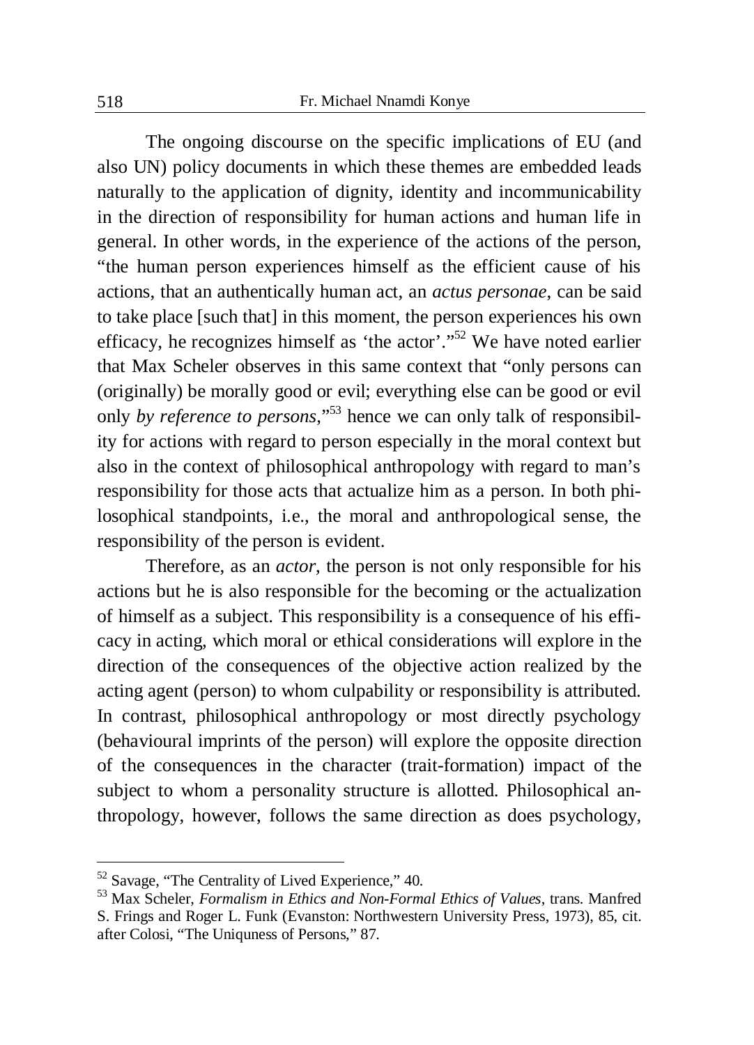The ongoing discourse on the specific implications of EU (and also UN) policy documents in which these themes are embedded leads naturally to the application of dignity, identity and incommunicability in the direction of responsibility for human actions and human life in general. In other words, in the experience of the actions of the person, "the human person experiences himself as the efficient cause of his actions, that an authentically human act, an *actus personae*, can be said to take place [such that] in this moment, the person experiences his own efficacy, he recognizes himself as 'the actor'."[52] We have noted earlier that Max Scheler observes in this same context that "only persons can (originally) be morally good or evil; everything else can be good or evil only *by reference to persons*,"[53] hence we can only talk of responsibility for actions with regard to person especially in the moral context but also in the context of philosophical anthropology with regard to man's responsibility for those acts that actualize him as a person. In both philosophical standpoints, i.e., the moral and anthropological sense, the responsibility of the person is evident.

Therefore, as an *actor*, the person is not only responsible for his actions but he is also responsible for the becoming or the actualization of himself as a subject. This responsibility is a consequence of his efficacy in acting, which moral or ethical considerations will explore in the direction of the consequences of the objective action realized by the acting agent (person) to whom culpability or responsibility is attributed. In contrast, philosophical anthropology or most directly psychology (behavioural imprints of the person) will explore the opposite direction of the consequences in the character (trait-formation) impact of the subject to whom a personality structure is allotted. Philosophical anthropology, however, follows the same direction as does psychology,

---

[52] Savage, "The Centrality of Lived Experience," 40.

[53] Max Scheler, *Formalism in Ethics and Non-Formal Ethics of Values*, trans. Manfred S. Frings and Roger L. Funk (Evanston: Northwestern University Press, 1973), 85, cit. after Colosi, "The Uniquness of Persons," 87.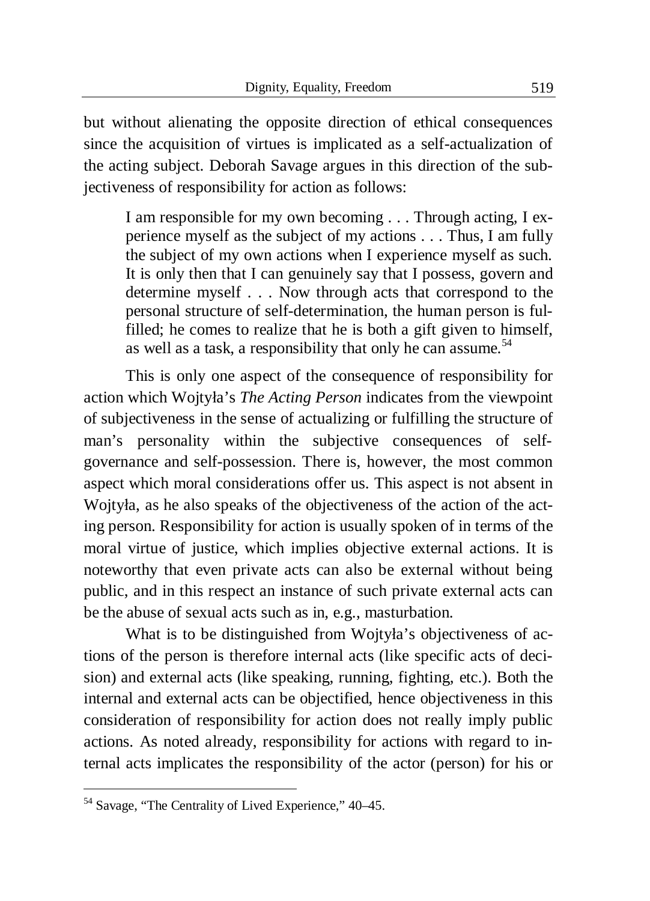but without alienating the opposite direction of ethical consequences since the acquisition of virtues is implicated as a self-actualization of the acting subject. Deborah Savage argues in this direction of the subjectiveness of responsibility for action as follows:

> I am responsible for my own becoming . . . Through acting, I experience myself as the subject of my actions . . . Thus, I am fully the subject of my own actions when I experience myself as such. It is only then that I can genuinely say that I possess, govern and determine myself . . . Now through acts that correspond to the personal structure of self-determination, the human person is fulfilled; he comes to realize that he is both a gift given to himself, as well as a task, a responsibility that only he can assume.[54]

This is only one aspect of the consequence of responsibility for action which Wojtyła's *The Acting Person* indicates from the viewpoint of subjectiveness in the sense of actualizing or fulfilling the structure of man's personality within the subjective consequences of self-governance and self-possession. There is, however, the most common aspect which moral considerations offer us. This aspect is not absent in Wojtyła, as he also speaks of the objectiveness of the action of the acting person. Responsibility for action is usually spoken of in terms of the moral virtue of justice, which implies objective external actions. It is noteworthy that even private acts can also be external without being public, and in this respect an instance of such private external acts can be the abuse of sexual acts such as in, e.g., masturbation.

What is to be distinguished from Wojtyła's objectiveness of actions of the person is therefore internal acts (like specific acts of decision) and external acts (like speaking, running, fighting, etc.). Both the internal and external acts can be objectified, hence objectiveness in this consideration of responsibility for action does not really imply public actions. As noted already, responsibility for actions with regard to internal acts implicates the responsibility of the actor (person) for his or

---

[54] Savage, "The Centrality of Lived Experience," 40–45.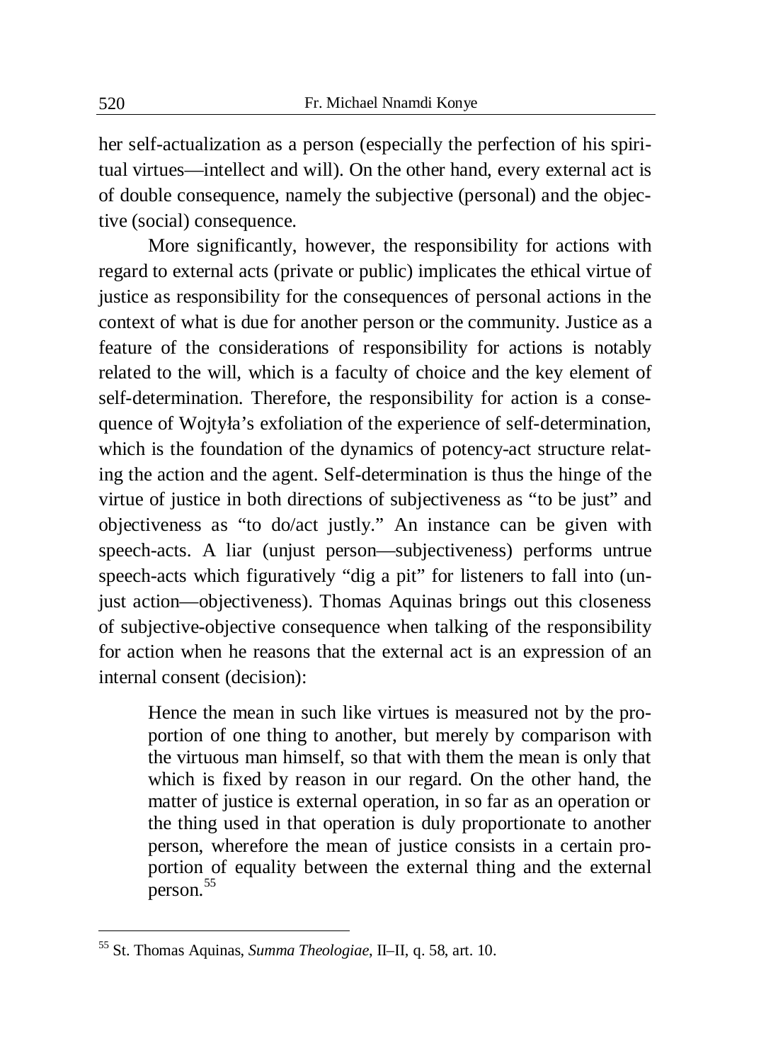her self-actualization as a person (especially the perfection of his spiritual virtues—intellect and will). On the other hand, every external act is of double consequence, namely the subjective (personal) and the objective (social) consequence.

More significantly, however, the responsibility for actions with regard to external acts (private or public) implicates the ethical virtue of justice as responsibility for the consequences of personal actions in the context of what is due for another person or the community. Justice as a feature of the considerations of responsibility for actions is notably related to the will, which is a faculty of choice and the key element of self-determination. Therefore, the responsibility for action is a consequence of Wojtyła's exfoliation of the experience of self-determination, which is the foundation of the dynamics of potency-act structure relating the action and the agent. Self-determination is thus the hinge of the virtue of justice in both directions of subjectiveness as "to be just" and objectiveness as "to do/act justly." An instance can be given with speech-acts. A liar (unjust person—subjectiveness) performs untrue speech-acts which figuratively "dig a pit" for listeners to fall into (unjust action—objectiveness). Thomas Aquinas brings out this closeness of subjective-objective consequence when talking of the responsibility for action when he reasons that the external act is an expression of an internal consent (decision):

> Hence the mean in such like virtues is measured not by the proportion of one thing to another, but merely by comparison with the virtuous man himself, so that with them the mean is only that which is fixed by reason in our regard. On the other hand, the matter of justice is external operation, in so far as an operation or the thing used in that operation is duly proportionate to another person, wherefore the mean of justice consists in a certain proportion of equality between the external thing and the external person.[55]

---

[55] St. Thomas Aquinas, *Summa Theologiae*, II–II, q. 58, art. 10.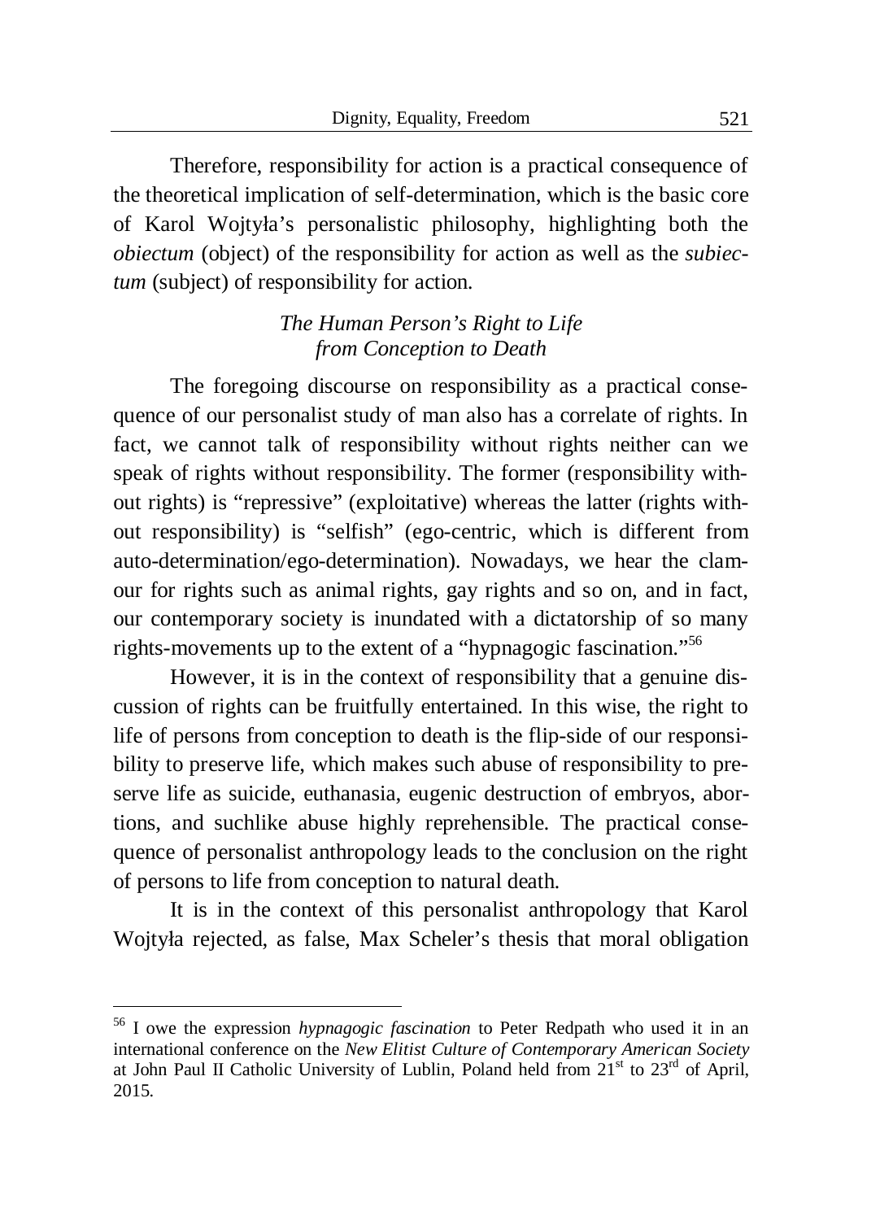Therefore, responsibility for action is a practical consequence of the theoretical implication of self-determination, which is the basic core of Karol Wojtyła's personalistic philosophy, highlighting both the *obiectum* (object) of the responsibility for action as well as the *subiectum* (subject) of responsibility for action.

### *The Human Person's Right to Life from Conception to Death*

The foregoing discourse on responsibility as a practical consequence of our personalist study of man also has a correlate of rights. In fact, we cannot talk of responsibility without rights neither can we speak of rights without responsibility. The former (responsibility without rights) is "repressive" (exploitative) whereas the latter (rights without responsibility) is "selfish" (ego-centric, which is different from auto-determination/ego-determination). Nowadays, we hear the clamour for rights such as animal rights, gay rights and so on, and in fact, our contemporary society is inundated with a dictatorship of so many rights-movements up to the extent of a "hypnagogic fascination."[56]

However, it is in the context of responsibility that a genuine discussion of rights can be fruitfully entertained. In this wise, the right to life of persons from conception to death is the flip-side of our responsibility to preserve life, which makes such abuse of responsibility to preserve life as suicide, euthanasia, eugenic destruction of embryos, abortions, and suchlike abuse highly reprehensible. The practical consequence of personalist anthropology leads to the conclusion on the right of persons to life from conception to natural death.

It is in the context of this personalist anthropology that Karol Wojtyła rejected, as false, Max Scheler's thesis that moral obligation

---

[56] I owe the expression *hypnagogic fascination* to Peter Redpath who used it in an international conference on the *New Elitist Culture of Contemporary American Society* at John Paul II Catholic University of Lublin, Poland held from 21st to 23rd of April, 2015.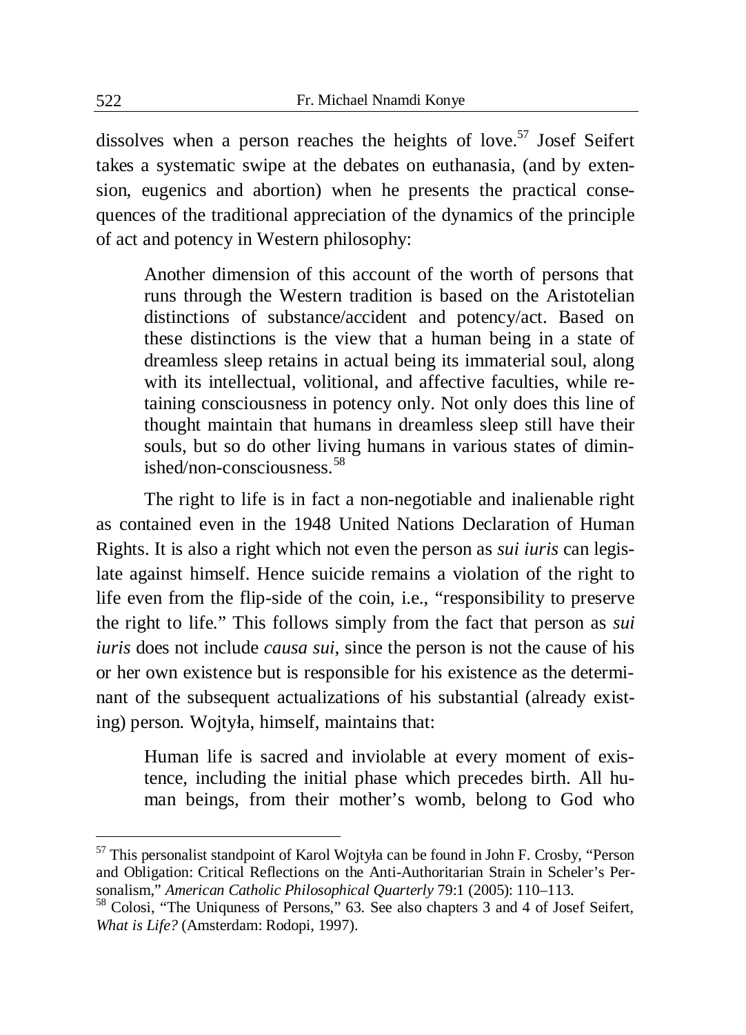dissolves when a person reaches the heights of love.[57] Josef Seifert takes a systematic swipe at the debates on euthanasia, (and by extension, eugenics and abortion) when he presents the practical consequences of the traditional appreciation of the dynamics of the principle of act and potency in Western philosophy:

> Another dimension of this account of the worth of persons that runs through the Western tradition is based on the Aristotelian distinctions of substance/accident and potency/act. Based on these distinctions is the view that a human being in a state of dreamless sleep retains in actual being its immaterial soul, along with its intellectual, volitional, and affective faculties, while retaining consciousness in potency only. Not only does this line of thought maintain that humans in dreamless sleep still have their souls, but so do other living humans in various states of diminished/non-consciousness.[58]

The right to life is in fact a non-negotiable and inalienable right as contained even in the 1948 United Nations Declaration of Human Rights. It is also a right which not even the person as *sui iuris* can legislate against himself. Hence suicide remains a violation of the right to life even from the flip-side of the coin, i.e., "responsibility to preserve the right to life." This follows simply from the fact that person as *sui iuris* does not include *causa sui*, since the person is not the cause of his or her own existence but is responsible for his existence as the determinant of the subsequent actualizations of his substantial (already existing) person. Wojtyła, himself, maintains that:

> Human life is sacred and inviolable at every moment of existence, including the initial phase which precedes birth. All human beings, from their mother's womb, belong to God who

---

[57] This personalist standpoint of Karol Wojtyła can be found in John F. Crosby, "Person and Obligation: Critical Reflections on the Anti-Authoritarian Strain in Scheler's Personalism," *American Catholic Philosophical Quarterly* 79:1 (2005): 110–113.

[58] Colosi, "The Uniquness of Persons," 63. See also chapters 3 and 4 of Josef Seifert, *What is Life?* (Amsterdam: Rodopi, 1997).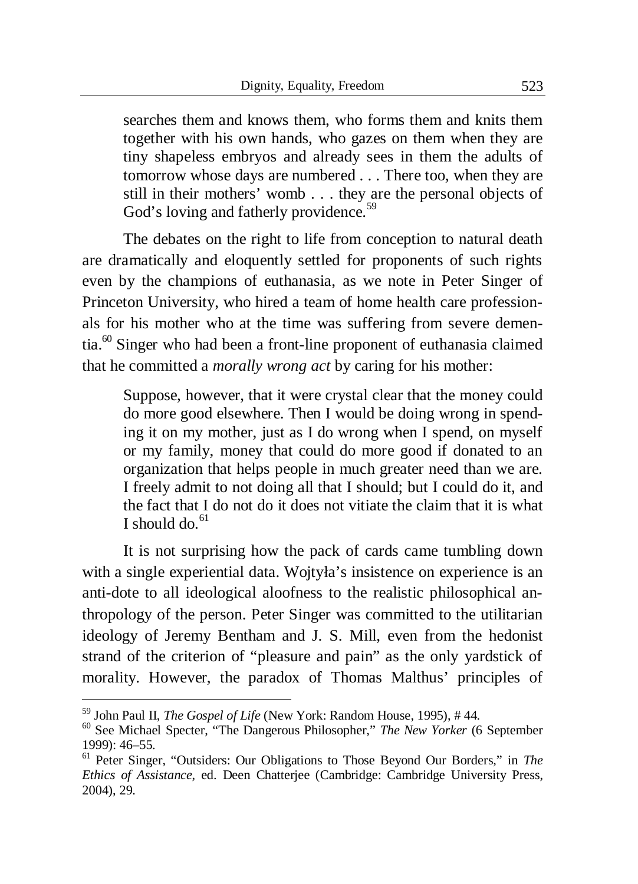> searches them and knows them, who forms them and knits them together with his own hands, who gazes on them when they are tiny shapeless embryos and already sees in them the adults of tomorrow whose days are numbered . . . There too, when they are still in their mothers' womb . . . they are the personal objects of God's loving and fatherly providence.[59]

The debates on the right to life from conception to natural death are dramatically and eloquently settled for proponents of such rights even by the champions of euthanasia, as we note in Peter Singer of Princeton University, who hired a team of home health care professionals for his mother who at the time was suffering from severe dementia.[60] Singer who had been a front-line proponent of euthanasia claimed that he committed a *morally wrong act* by caring for his mother:

> Suppose, however, that it were crystal clear that the money could do more good elsewhere. Then I would be doing wrong in spending it on my mother, just as I do wrong when I spend, on myself or my family, money that could do more good if donated to an organization that helps people in much greater need than we are. I freely admit to not doing all that I should; but I could do it, and the fact that I do not do it does not vitiate the claim that it is what I should do.[61]

It is not surprising how the pack of cards came tumbling down with a single experiential data. Wojtyła's insistence on experience is an anti-dote to all ideological aloofness to the realistic philosophical anthropology of the person. Peter Singer was committed to the utilitarian ideology of Jeremy Bentham and J. S. Mill, even from the hedonist strand of the criterion of "pleasure and pain" as the only yardstick of morality. However, the paradox of Thomas Malthus' principles of

---

[59] John Paul II, *The Gospel of Life* (New York: Random House, 1995), # 44.

[60] See Michael Specter, "The Dangerous Philosopher," *The New Yorker* (6 September 1999): 46–55.

[61] Peter Singer, "Outsiders: Our Obligations to Those Beyond Our Borders," in *The Ethics of Assistance*, ed. Deen Chatterjee (Cambridge: Cambridge University Press, 2004), 29.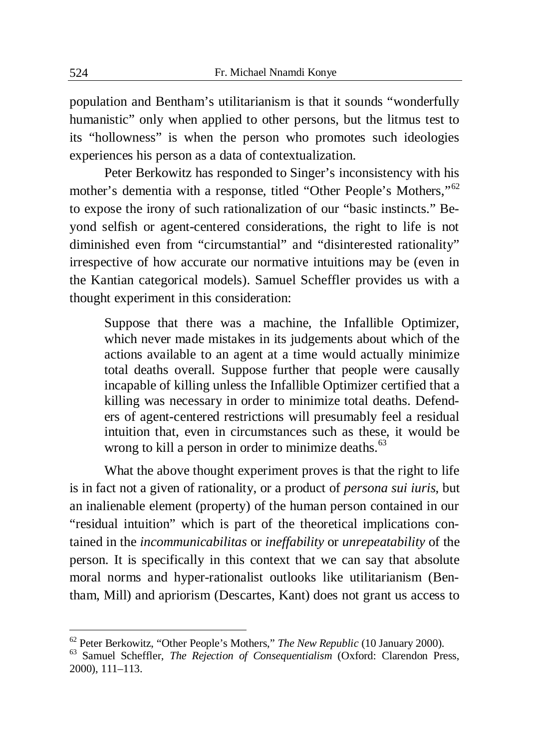population and Bentham's utilitarianism is that it sounds "wonderfully humanistic" only when applied to other persons, but the litmus test to its "hollowness" is when the person who promotes such ideologies experiences his person as a data of contextualization.

Peter Berkowitz has responded to Singer's inconsistency with his mother's dementia with a response, titled "Other People's Mothers,"[62] to expose the irony of such rationalization of our "basic instincts." Beyond selfish or agent-centered considerations, the right to life is not diminished even from "circumstantial" and "disinterested rationality" irrespective of how accurate our normative intuitions may be (even in the Kantian categorical models). Samuel Scheffler provides us with a thought experiment in this consideration:

> Suppose that there was a machine, the Infallible Optimizer, which never made mistakes in its judgements about which of the actions available to an agent at a time would actually minimize total deaths overall. Suppose further that people were causally incapable of killing unless the Infallible Optimizer certified that a killing was necessary in order to minimize total deaths. Defenders of agent-centered restrictions will presumably feel a residual intuition that, even in circumstances such as these, it would be wrong to kill a person in order to minimize deaths.[63]

What the above thought experiment proves is that the right to life is in fact not a given of rationality, or a product of *persona sui iuris*, but an inalienable element (property) of the human person contained in our "residual intuition" which is part of the theoretical implications contained in the *incommunicabilitas* or *ineffability* or *unrepeatability* of the person. It is specifically in this context that we can say that absolute moral norms and hyper-rationalist outlooks like utilitarianism (Bentham, Mill) and apriorism (Descartes, Kant) does not grant us access to

---

[62] Peter Berkowitz, "Other People's Mothers," *The New Republic* (10 January 2000).

[63] Samuel Scheffler, *The Rejection of Consequentialism* (Oxford: Clarendon Press, 2000), 111–113.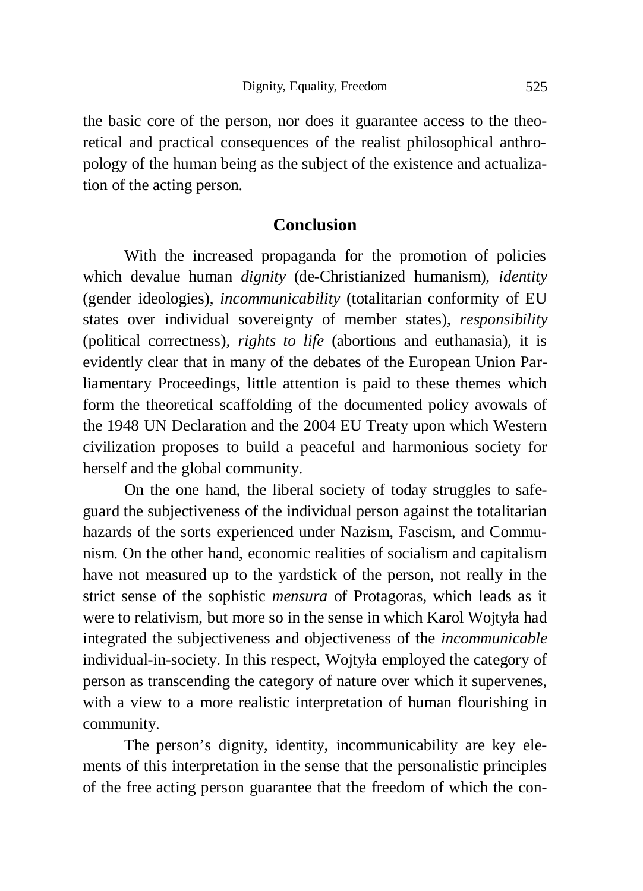the basic core of the person, nor does it guarantee access to the theoretical and practical consequences of the realist philosophical anthropology of the human being as the subject of the existence and actualization of the acting person.

## Conclusion

With the increased propaganda for the promotion of policies which devalue human *dignity* (de-Christianized humanism), *identity* (gender ideologies), *incommunicability* (totalitarian conformity of EU states over individual sovereignty of member states), *responsibility* (political correctness), *rights to life* (abortions and euthanasia), it is evidently clear that in many of the debates of the European Union Parliamentary Proceedings, little attention is paid to these themes which form the theoretical scaffolding of the documented policy avowals of the 1948 UN Declaration and the 2004 EU Treaty upon which Western civilization proposes to build a peaceful and harmonious society for herself and the global community.

On the one hand, the liberal society of today struggles to safeguard the subjectiveness of the individual person against the totalitarian hazards of the sorts experienced under Nazism, Fascism, and Communism. On the other hand, economic realities of socialism and capitalism have not measured up to the yardstick of the person, not really in the strict sense of the sophistic *mensura* of Protagoras, which leads as it were to relativism, but more so in the sense in which Karol Wojtyła had integrated the subjectiveness and objectiveness of the *incommunicable* individual-in-society. In this respect, Wojtyła employed the category of person as transcending the category of nature over which it supervenes, with a view to a more realistic interpretation of human flourishing in community.

The person's dignity, identity, incommunicability are key elements of this interpretation in the sense that the personalistic principles of the free acting person guarantee that the freedom of which the con-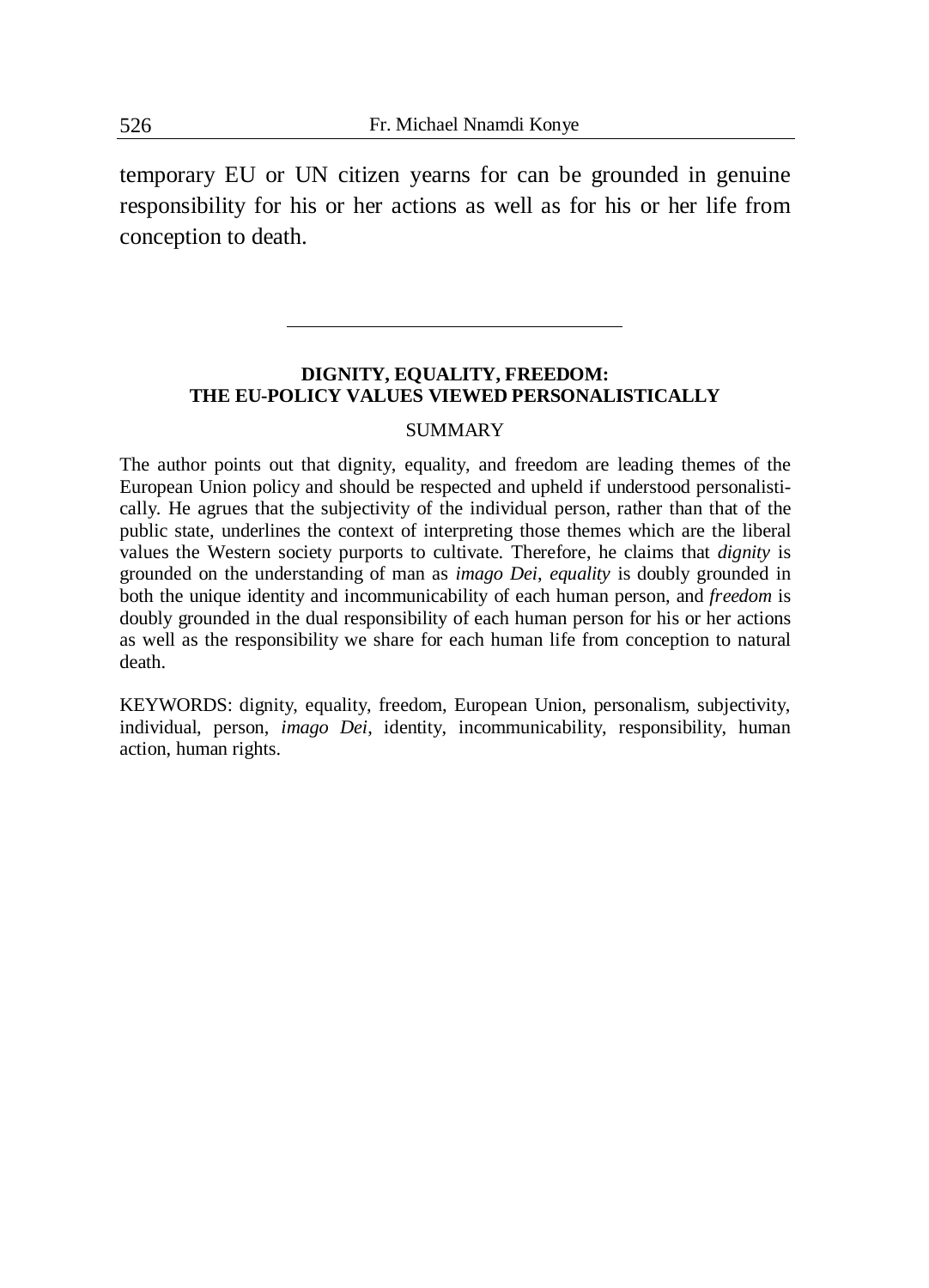temporary EU or UN citizen yearns for can be grounded in genuine responsibility for his or her actions as well as for his or her life from conception to death.

---

**DIGNITY, EQUALITY, FREEDOM:**
**THE EU-POLICY VALUES VIEWED PERSONALISTICALLY**

SUMMARY

The author points out that dignity, equality, and freedom are leading themes of the European Union policy and should be respected and upheld if understood personalistically. He agrues that the subjectivity of the individual person, rather than that of the public state, underlines the context of interpreting those themes which are the liberal values the Western society purports to cultivate. Therefore, he claims that *dignity* is grounded on the understanding of man as *imago Dei*, *equality* is doubly grounded in both the unique identity and incommunicability of each human person, and *freedom* is doubly grounded in the dual responsibility of each human person for his or her actions as well as the responsibility we share for each human life from conception to natural death.

KEYWORDS: dignity, equality, freedom, European Union, personalism, subjectivity, individual, person, *imago Dei*, identity, incommunicability, responsibility, human action, human rights.